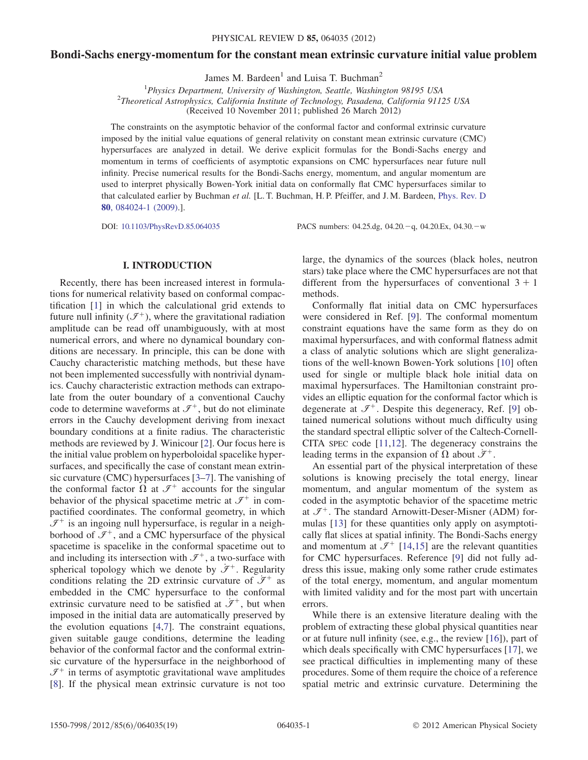# Bondi-Sachs energy-momentum for the constant mean extrinsic curvature initial value problem

James M. Bardeen[1] and Luisa T. Buchman[2]

[1]Physics Department, University of Washington, Seattle, Washington 98195 USA

[2]Theoretical Astrophysics, California Institute of Technology, Pasadena, California 91125 USA

(Received 10 November 2011; published 26 March 2012)

The constraints on the asymptotic behavior of the conformal factor and conformal extrinsic curvature imposed by the initial value equations of general relativity on constant mean extrinsic curvature (CMC) hypersurfaces are analyzed in detail. We derive explicit formulas for the Bondi-Sachs energy and momentum in terms of coefficients of asymptotic expansions on CMC hypersurfaces near future null infinity. Precise numerical results for the Bondi-Sachs energy, momentum, and angular momentum are used to interpret physically Bowen-York initial data on conformally flat CMC hypersurfaces similar to that calculated earlier by Buchman *et al.* [L. T. Buchman, H. P. Pfeiffer, and J. M. Bardeen, Phys. Rev. D **80**, 084024-1 (2009).].

DOI: 10.1103/PhysRevD.85.064035 PACS numbers: 04.25.dg, 04.20.−q, 04.20.Ex, 04.30.−w

## I. INTRODUCTION

Recently, there has been increased interest in formulations for numerical relativity based on conformal compactification [1] in which the calculational grid extends to future null infinity ($\mathscr{I}^+$), where the gravitational radiation amplitude can be read off unambiguously, with at most numerical errors, and where no dynamical boundary conditions are necessary. In principle, this can be done with Cauchy characteristic matching methods, but these have not been implemented successfully with nontrivial dynamics. Cauchy characteristic extraction methods can extrapolate from the outer boundary of a conventional Cauchy code to determine waveforms at $\mathscr{I}^+$, but do not eliminate errors in the Cauchy development deriving from inexact boundary conditions at a finite radius. The characteristic methods are reviewed by J. Winicour [2]. Our focus here is the initial value problem on hyperboloidal spacelike hypersurfaces, and specifically the case of constant mean extrinsic curvature (CMC) hypersurfaces [3–7]. The vanishing of the conformal factor $\Omega$ at $\mathscr{I}^+$ accounts for the singular behavior of the physical spacetime metric at $\mathscr{I}^+$ in compactified coordinates. The conformal geometry, in which $\mathscr{I}^+$ is an ingoing null hypersurface, is regular in a neighborhood of $\mathscr{I}^+$, and a CMC hypersurface of the physical spacetime is spacelike in the conformal spacetime out to and including its intersection with $\mathscr{I}^+$, a two-surface with spherical topology which we denote by $\dot{\mathscr{I}}^+$. Regularity conditions relating the 2D extrinsic curvature of $\dot{\mathscr{I}}^+$ as embedded in the CMC hypersurface to the conformal extrinsic curvature need to be satisfied at $\dot{\mathscr{I}}^+$, but when imposed in the initial data are automatically preserved by the evolution equations [4,7]. The constraint equations, given suitable gauge conditions, determine the leading behavior of the conformal factor and the conformal extrinsic curvature of the hypersurface in the neighborhood of $\mathscr{I}^+$ in terms of asymptotic gravitational wave amplitudes [8]. If the physical mean extrinsic curvature is not too large, the dynamics of the sources (black holes, neutron stars) take place where the CMC hypersurfaces are not that different from the hypersurfaces of conventional 3 + 1 methods.

Conformally flat initial data on CMC hypersurfaces were considered in Ref. [9]. The conformal momentum constraint equations have the same form as they do on maximal hypersurfaces, and with conformal flatness admit a class of analytic solutions which are slight generalizations of the well-known Bowen-York solutions [10] often used for single or multiple black hole initial data on maximal hypersurfaces. The Hamiltonian constraint provides an elliptic equation for the conformal factor which is degenerate at $\mathscr{I}^+$. Despite this degeneracy, Ref. [9] obtained numerical solutions without much difficulty using the standard spectral elliptic solver of the Caltech-Cornell-CITA SPEC code [11,12]. The degeneracy constrains the leading terms in the expansion of $\Omega$ about $\dot{\mathscr{I}}^+$.

An essential part of the physical interpretation of these solutions is knowing precisely the total energy, linear momentum, and angular momentum of the system as coded in the asymptotic behavior of the spacetime metric at $\mathscr{I}^+$. The standard Arnowitt-Deser-Misner (ADM) formulas [13] for these quantities only apply on asymptotically flat slices at spatial infinity. The Bondi-Sachs energy and momentum at $\mathscr{I}^+$ [14,15] are the relevant quantities for CMC hypersurfaces. Reference [9] did not fully address this issue, making only some rather crude estimates of the total energy, momentum, and angular momentum with limited validity and for the most part with uncertain errors.

While there is an extensive literature dealing with the problem of extracting these global physical quantities near or at future null infinity (see, e.g., the review [16]), part of which deals specifically with CMC hypersurfaces [17], we see practical difficulties in implementing many of these procedures. Some of them require the choice of a reference spatial metric and extrinsic curvature. Determining the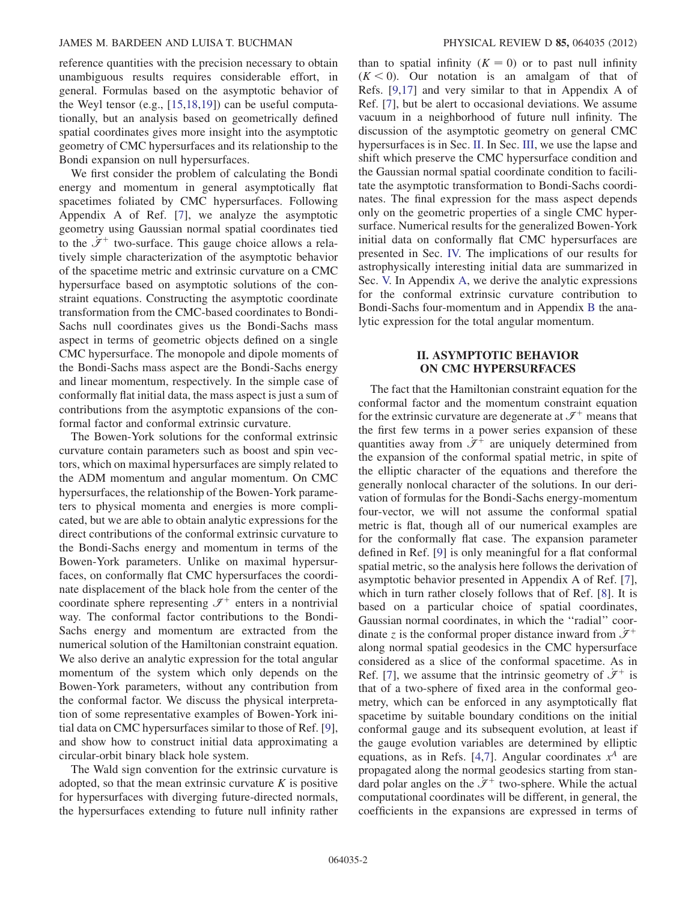reference quantities with the precision necessary to obtain unambiguous results requires considerable effort, in general. Formulas based on the asymptotic behavior of the Weyl tensor (e.g., [15,18,19]) can be useful computationally, but an analysis based on geometrically defined spatial coordinates gives more insight into the asymptotic geometry of CMC hypersurfaces and its relationship to the Bondi expansion on null hypersurfaces.

We first consider the problem of calculating the Bondi energy and momentum in general asymptotically flat spacetimes foliated by CMC hypersurfaces. Following Appendix A of Ref. [7], we analyze the asymptotic geometry using Gaussian normal spatial coordinates tied to the $\dot{\mathscr{I}}^+$ two-surface. This gauge choice allows a relatively simple characterization of the asymptotic behavior of the spacetime metric and extrinsic curvature on a CMC hypersurface based on asymptotic solutions of the constraint equations. Constructing the asymptotic coordinate transformation from the CMC-based coordinates to Bondi-Sachs null coordinates gives us the Bondi-Sachs mass aspect in terms of geometric objects defined on a single CMC hypersurface. The monopole and dipole moments of the Bondi-Sachs mass aspect are the Bondi-Sachs energy and linear momentum, respectively. In the simple case of conformally flat initial data, the mass aspect is just a sum of contributions from the asymptotic expansions of the conformal factor and conformal extrinsic curvature.

The Bowen-York solutions for the conformal extrinsic curvature contain parameters such as boost and spin vectors, which on maximal hypersurfaces are simply related to the ADM momentum and angular momentum. On CMC hypersurfaces, the relationship of the Bowen-York parameters to physical momenta and energies is more complicated, but we are able to obtain analytic expressions for the direct contributions of the conformal extrinsic curvature to the Bondi-Sachs energy and momentum in terms of the Bowen-York parameters. Unlike on maximal hypersurfaces, on conformally flat CMC hypersurfaces the coordinate displacement of the black hole from the center of the coordinate sphere representing $\mathscr{I}^+$ enters in a nontrivial way. The conformal factor contributions to the Bondi-Sachs energy and momentum are extracted from the numerical solution of the Hamiltonian constraint equation. We also derive an analytic expression for the total angular momentum of the system which only depends on the Bowen-York parameters, without any contribution from the conformal factor. We discuss the physical interpretation of some representative examples of Bowen-York initial data on CMC hypersurfaces similar to those of Ref. [9], and show how to construct initial data approximating a circular-orbit binary black hole system.

The Wald sign convention for the extrinsic curvature is adopted, so that the mean extrinsic curvature $K$ is positive for hypersurfaces with diverging future-directed normals, the hypersurfaces extending to future null infinity rather than to spatial infinity ($K = 0$) or to past null infinity ($K < 0$). Our notation is an amalgam of that of Refs. [9,17] and very similar to that in Appendix A of Ref. [7], but be alert to occasional deviations. We assume vacuum in a neighborhood of future null infinity. The discussion of the asymptotic geometry on general CMC hypersurfaces is in Sec. II. In Sec. III, we use the lapse and shift which preserve the CMC hypersurface condition and the Gaussian normal spatial coordinate condition to facilitate the asymptotic transformation to Bondi-Sachs coordinates. The final expression for the mass aspect depends only on the geometric properties of a single CMC hypersurface. Numerical results for the generalized Bowen-York initial data on conformally flat CMC hypersurfaces are presented in Sec. IV. The implications of our results for astrophysically interesting initial data are summarized in Sec. V. In Appendix A, we derive the analytic expressions for the conformal extrinsic curvature contribution to Bondi-Sachs four-momentum and in Appendix B the analytic expression for the total angular momentum.

## II. ASYMPTOTIC BEHAVIOR ON CMC HYPERSURFACES

The fact that the Hamiltonian constraint equation for the conformal factor and the momentum constraint equation for the extrinsic curvature are degenerate at $\mathscr{I}^+$ means that the first few terms in a power series expansion of these quantities away from $\dot{\mathscr{I}}^+$ are uniquely determined from the expansion of the conformal spatial metric, in spite of the elliptic character of the equations and therefore the generally nonlocal character of the solutions. In our derivation of formulas for the Bondi-Sachs energy-momentum four-vector, we will not assume the conformal spatial metric is flat, though all of our numerical examples are for the conformally flat case. The expansion parameter defined in Ref. [9] is only meaningful for a flat conformal spatial metric, so the analysis here follows the derivation of asymptotic behavior presented in Appendix A of Ref. [7], which in turn rather closely follows that of Ref. [8]. It is based on a particular choice of spatial coordinates, Gaussian normal coordinates, in which the "radial" coordinate $z$ is the conformal proper distance inward from $\dot{\mathscr{I}}^+$ along normal spatial geodesics in the CMC hypersurface considered as a slice of the conformal spacetime. As in Ref. [7], we assume that the intrinsic geometry of $\dot{\mathscr{I}}^+$ is that of a two-sphere of fixed area in the conformal geometry, which can be enforced in any asymptotically flat spacetime by suitable boundary conditions on the initial conformal gauge and its subsequent evolution, at least if the gauge evolution variables are determined by elliptic equations, as in Refs. [4,7]. Angular coordinates $x^A$ are propagated along the normal geodesics starting from standard polar angles on the $\dot{\mathscr{I}}^+$ two-sphere. While the actual computational coordinates will be different, in general, the coefficients in the expansions are expressed in terms of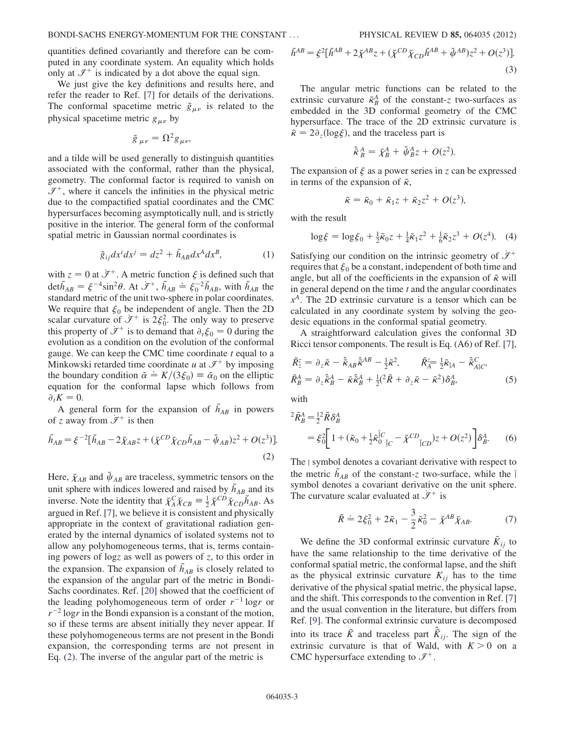quantities defined covariantly and therefore can be computed in any coordinate system. An equality which holds only at $\mathscr{I}^+$ is indicated by a dot above the equal sign.

We just give the key definitions and results here, and refer the reader to Ref. [7] for details of the derivations. The conformal spacetime metric $\tilde{g}_{\mu\nu}$ is related to the physical spacetime metric $g_{\mu\nu}$ by

$$\tilde{g}_{\mu\nu} = \Omega^2 g_{\mu\nu},$$

and a tilde will be used generally to distinguish quantities associated with the conformal, rather than the physical, geometry. The conformal factor is required to vanish on $\mathscr{I}^+$, where it cancels the infinities in the physical metric due to the compactified spatial coordinates and the CMC hypersurfaces becoming asymptotically null, and is strictly positive in the interior. The general form of the conformal spatial metric in Gaussian normal coordinates is

$$\tilde{g}_{ij}dx^i dx^j = dz^2 + \tilde{h}_{AB}dx^A dx^B, \tag{1}$$

with $z = 0$ at $\dot{\mathscr{I}}^+$. A metric function $\xi$ is defined such that $\det \tilde{h}_{AB} = \xi^{-4}\sin^2\theta$. At $\dot{\mathscr{I}}^+$, $\tilde{h}_{AB} \doteq \xi_0^{-2}\breve{h}_{AB}$, with $\breve{h}_{AB}$ the standard metric of the unit two-sphere in polar coordinates. We require that $\xi_0$ be independent of angle. Then the 2D scalar curvature of $\dot{\mathscr{I}}^+$ is $2\xi_0^2$. The only way to preserve this property of $\dot{\mathscr{I}}^+$ is to demand that $\partial_t \xi_0 = 0$ during the evolution as a condition on the evolution of the conformal gauge. We can keep the CMC time coordinate $t$ equal to a Minkowski retarded time coordinate $u$ at $\mathscr{I}^+$ by imposing the boundary condition $\tilde{\alpha} \doteq K/(3\xi_0) \equiv \tilde{\alpha}_0$ on the elliptic equation for the conformal lapse which follows from $\partial_t K = 0$.

A general form for the expansion of $\tilde{h}_{AB}$ in powers of $z$ away from $\dot{\mathscr{I}}^+$ is then

$$\tilde{h}_{AB} = \xi^{-2}[\breve{h}_{AB} - 2\breve{\chi}_{AB}z + (\breve{\chi}^{CD}\breve{\chi}_{CD}\breve{h}_{AB} - \breve{\psi}_{AB})z^2 + O(z^3)]. \tag{2}$$

Here, $\breve{\chi}_{AB}$ and $\breve{\psi}_{AB}$ are traceless, symmetric tensors on the unit sphere with indices lowered and raised by $\breve{h}_{AB}$ and its inverse. Note the identity that $\breve{\chi}^C_A\breve{\chi}_{CB} \equiv \frac{1}{2}\breve{\chi}^{CD}\breve{\chi}_{CD}\breve{h}_{AB}$. As argued in Ref. [7], we believe it is consistent and physically appropriate in the context of gravitational radiation generated by the internal dynamics of isolated systems not to allow any polyhomogeneous terms, that is, terms containing powers of $\log z$ as well as powers of $z$, to this order in the expansion. The expansion of $\tilde{h}_{AB}$ is closely related to the expansion of the angular part of the metric in Bondi-Sachs coordinates. Ref. [20] showed that the coefficient of the leading polyhomogeneous term of order $r^{-1}\log r$ or $r^{-2}\log r$ in the Bondi expansion is a constant of the motion, so if these terms are absent initially they never appear. If these polyhomogeneous terms are not present in the Bondi expansion, the corresponding terms are not present in Eq. (2). The inverse of the angular part of the metric is

$$\tilde{h}^{AB} = \xi^2[\breve{h}^{AB} + 2\breve{\chi}^{AB}z + (\breve{\chi}^{CD}\breve{\chi}_{CD}\breve{h}^{AB} + \breve{\psi}^{AB})z^2 + O(z^3)]. \tag{3}$$

The angular metric functions can be related to the extrinsic curvature $\tilde{\kappa}^A_B$ of the constant-$z$ two-surfaces as embedded in the 3D conformal geometry of the CMC hypersurface. The trace of the 2D extrinsic curvature is $\tilde{\kappa} = 2\partial_z(\log\xi)$, and the traceless part is

$$\hat{\tilde{\kappa}}^A_B = \breve{\chi}^A_B + \breve{\psi}^A_B z + O(z^2).$$

The expansion of $\xi$ as a power series in $z$ can be expressed in terms of the expansion of $\tilde{\kappa}$,

$$\tilde{\kappa} = \tilde{\kappa}_0 + \tilde{\kappa}_1 z + \tilde{\kappa}_2 z^2 + O(z^3),$$

with the result

$$\log\xi = \log\xi_0 + \tfrac{1}{2}\tilde{\kappa}_0 z + \tfrac{1}{4}\tilde{\kappa}_1 z^2 + \tfrac{1}{6}\tilde{\kappa}_2 z^3 + O(z^4). \tag{4}$$

Satisfying our condition on the intrinsic geometry of $\dot{\mathscr{I}}^+$ requires that $\xi_0$ be a constant, independent of both time and angle, but all of the coefficients in the expansion of $\tilde{\kappa}$ will in general depend on the time $t$ and the angular coordinates $x^A$. The 2D extrinsic curvature is a tensor which can be calculated in any coordinate system by solving the geodesic equations in the conformal spatial geometry.

A straightforward calculation gives the conformal 3D Ricci tensor components. The result is Eq. (A6) of Ref. [7],

$$\tilde{R}^z_z = \partial_z\tilde{\kappa} - \hat{\tilde{\kappa}}_{AB}\hat{\tilde{\kappa}}^{AB} - \tfrac{1}{2}\tilde{\kappa}^2, \qquad \tilde{R}^z_A = \tfrac{1}{2}\tilde{\kappa}_{|A} - \hat{\tilde{\kappa}}^C_{A|C},$$
$$\tilde{R}^A_B = \partial_z\hat{\tilde{\kappa}}^A_B - \tilde{\kappa}\hat{\tilde{\kappa}}^A_B + \tfrac{1}{2}({}^2\tilde{R} + \partial_z\tilde{\kappa} - \tilde{\kappa}^2)\delta^A_B, \tag{5}$$

with

$$\begin{aligned} {}^2\tilde{R}^A_B &= \tfrac{1}{2}{}^2\tilde{R}\delta^A_B \\ &= \xi_0^2\Big[1 + (\tilde{\kappa}_0 + \tfrac{1}{2}\tilde{\kappa}_0{}^{\breve{|}C}{}_{\breve{|}C} - \breve{\chi}^{CD}{}_{\breve{|}CD})z + O(z^2)\Big]\delta^A_B. \end{aligned} \tag{6}$$

The $|$ symbol denotes a covariant derivative with respect to the metric $\tilde{h}_{AB}$ of the constant-$z$ two-surface, while the $\breve{|}$ symbol denotes a covariant derivative on the unit sphere. The curvature scalar evaluated at $\dot{\mathscr{I}}^+$ is

$$\tilde{R} \doteq 2\xi_0^2 + 2\tilde{\kappa}_1 - \frac{3}{2}\tilde{\kappa}_0^2 - \breve{\chi}^{AB}\breve{\chi}_{AB}. \tag{7}$$

We define the 3D conformal extrinsic curvature $\tilde{K}_{ij}$ to have the same relationship to the time derivative of the conformal spatial metric, the conformal lapse, and the shift as the physical extrinsic curvature $K_{ij}$ has to the time derivative of the physical spatial metric, the physical lapse, and the shift. This corresponds to the convention in Ref. [7] and the usual convention in the literature, but differs from Ref. [9]. The conformal extrinsic curvature is decomposed into its trace $\tilde{K}$ and traceless part $\hat{\tilde{K}}_{ij}$. The sign of the extrinsic curvature is that of Wald, with $K > 0$ on a CMC hypersurface extending to $\mathscr{I}^+$.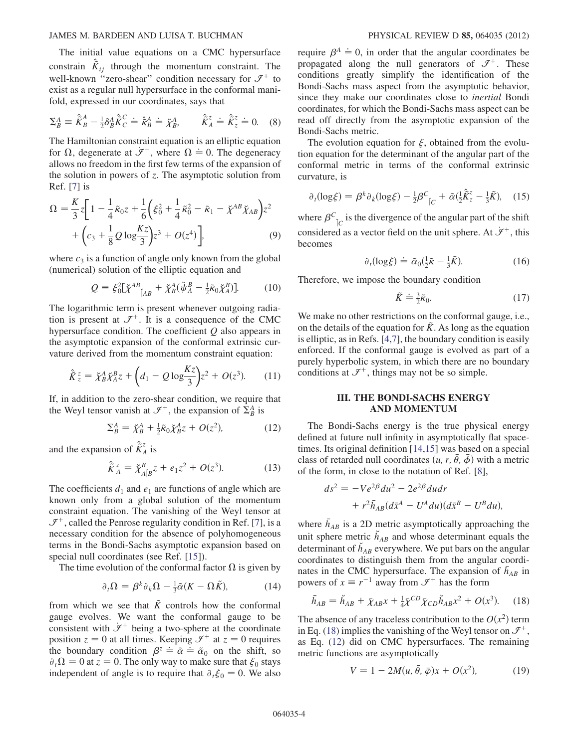The initial value equations on a CMC hypersurface constrain $\hat{\tilde{K}}_{ij}$ through the momentum constraint. The well-known "zero-shear" condition necessary for $\mathscr{I}^+$ to exist as a regular null hypersurface in the conformal manifold, expressed in our coordinates, says that

$$\Sigma^A_B \equiv \hat{\tilde{K}}^A_B - \tfrac{1}{2}\delta^A_B \hat{\tilde{K}}^C_C \doteq \hat{\kappa}^A_B \doteq \check{\chi}^A_B, \qquad \hat{\tilde{K}}^z_A \doteq \hat{\tilde{K}}^z_z \doteq 0. \quad (8)$$

The Hamiltonian constraint equation is an elliptic equation for $\Omega$, degenerate at $\mathscr{I}^+$, where $\Omega \doteq 0$. The degeneracy allows no freedom in the first few terms of the expansion of the solution in powers of $z$. The asymptotic solution from Ref. [7] is

$$\Omega = \frac{K}{3}z\left[1 - \frac{1}{4}\tilde{\kappa}_0 z + \frac{1}{6}\left(\xi_0^2 + \frac{1}{4}\tilde{\kappa}_0^2 - \tilde{\kappa}_1 - \check{\chi}^{AB}\check{\chi}_{AB}\right)z^2 + \left(c_3 + \frac{1}{8}Q\log\frac{Kz}{3}\right)z^3 + O(z^4)\right], \quad (9)$$

where $c_3$ is a function of angle only known from the global (numerical) solution of the elliptic equation and

$$Q \equiv \xi_0^2[\check{\chi}^{AB}{}_{\check{|}AB} + \check{\chi}^A_B(\check{\psi}^B_A - \tfrac{1}{2}\tilde{\kappa}_0\check{\chi}^B_A)]. \quad (10)$$

The logarithmic term is present whenever outgoing radiation is present at $\mathscr{I}^+$. It is a consequence of the CMC hypersurface condition. The coefficient $Q$ also appears in the asymptotic expansion of the conformal extrinsic curvature derived from the momentum constraint equation:

$$\hat{\tilde{K}}^z_z = \check{\chi}^A_B\check{\chi}^B_A z + \left(d_1 - Q\log\frac{Kz}{3}\right)z^2 + O(z^3). \quad (11)$$

If, in addition to the zero-shear condition, we require that the Weyl tensor vanish at $\mathscr{I}^+$, the expansion of $\Sigma^A_B$ is

$$\Sigma^A_B = \check{\chi}^A_B + \tfrac{1}{2}\tilde{\kappa}_0\check{\chi}^A_B z + O(z^2), \quad (12)$$

and the expansion of $\hat{\tilde{K}}^z_A$ is

$$\hat{\tilde{K}}^z_A = \check{\chi}^B_{A\check{|}B}z + e_1 z^2 + O(z^3). \quad (13)$$

The coefficients $d_1$ and $e_1$ are functions of angle which are known only from a global solution of the momentum constraint equation. The vanishing of the Weyl tensor at $\mathscr{I}^+$, called the Penrose regularity condition in Ref. [7], is a necessary condition for the absence of polyhomogeneous terms in the Bondi-Sachs asymptotic expansion based on special null coordinates (see Ref. [15]).

The time evolution of the conformal factor $\Omega$ is given by

$$\partial_t\Omega = \beta^k\partial_k\Omega - \tfrac{1}{3}\tilde{\alpha}(K - \Omega\tilde{K}), \quad (14)$$

from which we see that $\tilde{K}$ controls how the conformal gauge evolves. We want the conformal gauge to be consistent with $\mathscr{I}^+$ being a two-sphere at the coordinate position $z = 0$ at all times. Keeping $\mathscr{I}^+$ at $z = 0$ requires the boundary condition $\beta^z \doteq \tilde{\alpha} \doteq \tilde{\alpha}_0$ on the shift, so $\partial_t\Omega = 0$ at $z = 0$. The only way to make sure that $\xi_0$ stays independent of angle is to require that $\partial_t\xi_0 = 0$. We also require $\beta^A \doteq 0$, in order that the angular coordinates be propagated along the null generators of $\mathscr{I}^+$. These conditions greatly simplify the identification of the Bondi-Sachs mass aspect from the asymptotic behavior, since they make our coordinates close to *inertial* Bondi coordinates, for which the Bondi-Sachs mass aspect can be read off directly from the asymptotic expansion of the Bondi-Sachs metric.

The evolution equation for $\xi$, obtained from the evolution equation for the determinant of the angular part of the conformal metric in terms of the conformal extrinsic curvature, is

$$\partial_t(\log\xi) = \beta^k\partial_k(\log\xi) - \tfrac{1}{2}\beta^C{}_{\check{|}C} + \tilde{\alpha}(\tfrac{1}{2}\hat{\tilde{K}}^z_z - \tfrac{1}{3}\tilde{K}), \quad (15)$$

where $\beta^C{}_{\check{|}C}$ is the divergence of the angular part of the shift considered as a vector field on the unit sphere. At $\mathscr{I}^+$, this becomes

$$\partial_t(\log\xi) \doteq \tilde{\alpha}_0(\tfrac{1}{2}\tilde{\kappa} - \tfrac{1}{3}\tilde{K}). \quad (16)$$

Therefore, we impose the boundary condition

$$\tilde{K} \doteq \tfrac{3}{2}\tilde{\kappa}_0. \quad (17)$$

We make no other restrictions on the conformal gauge, i.e., on the details of the equation for $\tilde{K}$. As long as the equation is elliptic, as in Refs. [4,7], the boundary condition is easily enforced. If the conformal gauge is evolved as part of a purely hyperbolic system, in which there are no boundary conditions at $\mathscr{I}^+$, things may not be so simple.

## III. THE BONDI-SACHS ENERGY AND MOMENTUM

The Bondi-Sachs energy is the true physical energy defined at future null infinity in asymptotically flat spacetimes. Its original definition [14,15] was based on a special class of retarded null coordinates $(u, r, \bar{\theta}, \bar{\phi})$ with a metric of the form, in close to the notation of Ref. [8],

$$ds^2 = -Ve^{2\beta}du^2 - 2e^{2\beta}dudr + r^2\bar{h}_{AB}(d\bar{x}^A - U^A du)(d\bar{x}^B - U^B du),$$

where $\bar{h}_{AB}$ is a 2D metric asymptotically approaching the unit sphere metric $\check{h}_{AB}$ and whose determinant equals the determinant of $\check{h}_{AB}$ everywhere. We put bars on the angular coordinates to distinguish them from the angular coordinates in the CMC hypersurface. The expansion of $\bar{h}_{AB}$ in powers of $x \equiv r^{-1}$ away from $\mathscr{I}^+$ has the form

$$\bar{h}_{AB} = \check{h}_{AB} + \bar{\chi}_{AB}x + \tfrac{1}{4}\bar{\chi}^{CD}\bar{\chi}_{CD}\check{h}_{AB}x^2 + O(x^3). \quad (18)$$

The absence of any traceless contribution to the $O(x^2)$ term in Eq. (18) implies the vanishing of the Weyl tensor on $\mathscr{I}^+$, as Eq. (12) did on CMC hypersurfaces. The remaining metric functions are asymptotically

$$V = 1 - 2M(u, \bar{\theta}, \bar{\varphi})x + O(x^2), \quad (19)$$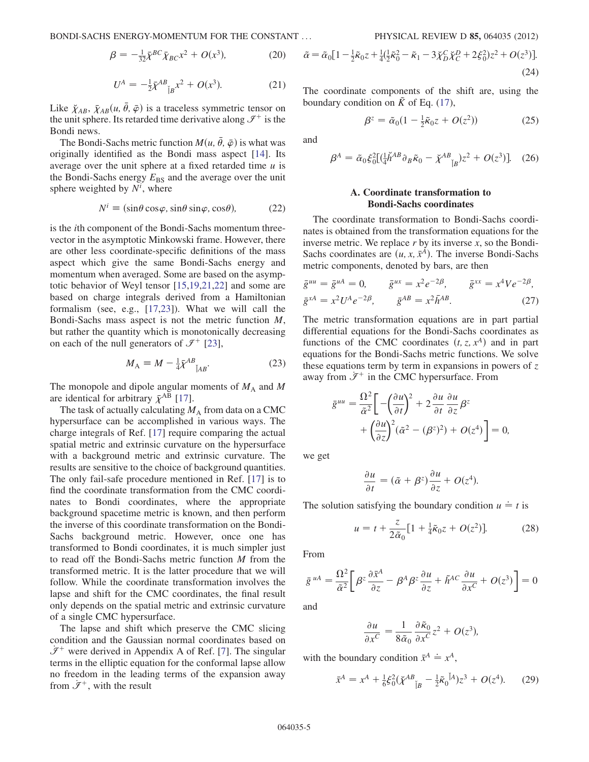$$\beta = -\frac{1}{32}\bar{\chi}^{BC}\bar{\chi}_{BC}x^2 + O(x^3), \tag{20}$$

$$U^A = -\frac{1}{2}\bar{\chi}^{AB}{}_{\check{|}B}x^2 + O(x^3). \tag{21}$$

Like $\check{\chi}_{AB}$, $\bar{\chi}_{AB}(u, \bar{\theta}, \bar{\varphi})$ is a traceless symmetric tensor on the unit sphere. Its retarded time derivative along $\mathcal{I}^+$ is the Bondi news.

The Bondi-Sachs metric function $M(u, \bar{\theta}, \bar{\varphi})$ is what was originally identified as the Bondi mass aspect [14]. Its average over the unit sphere at a fixed retarded time $u$ is the Bondi-Sachs energy $E_{\rm BS}$ and the average over the unit sphere weighted by $N^i$, where

$$N^i \equiv (\sin\theta\cos\varphi, \sin\theta\sin\varphi, \cos\theta), \tag{22}$$

is the $i$th component of the Bondi-Sachs momentum three-vector in the asymptotic Minkowski frame. However, there are other less coordinate-specific definitions of the mass aspect which give the same Bondi-Sachs energy and momentum when averaged. Some are based on the asymptotic behavior of Weyl tensor [15,19,21,22] and some are based on charge integrals derived from a Hamiltonian formalism (see, e.g., [17,23]). What we will call the Bondi-Sachs mass aspect is not the metric function $M$, but rather the quantity which is monotonically decreasing on each of the null generators of $\mathcal{I}^+$ [23],

$$M_{\rm A} \equiv M - \frac{1}{4}\bar{\chi}^{AB}{}_{\check{|}AB}. \tag{23}$$

The monopole and dipole angular moments of $M_{\rm A}$ and $M$ are identical for arbitrary $\bar{\chi}^{AB}$ [17].

The task of actually calculating $M_{\rm A}$ from data on a CMC hypersurface can be accomplished in various ways. The charge integrals of Ref. [17] require comparing the actual spatial metric and extrinsic curvature on the hypersurface with a background metric and extrinsic curvature. The results are sensitive to the choice of background quantities. The only fail-safe procedure mentioned in Ref. [17] is to find the coordinate transformation from the CMC coordinates to Bondi coordinates, where the appropriate background spacetime metric is known, and then perform the inverse of this coordinate transformation on the Bondi-Sachs background metric. However, once one has transformed to Bondi coordinates, it is much simpler just to read off the Bondi-Sachs metric function $M$ from the transformed metric. It is the latter procedure that we will follow. While the coordinate transformation involves the lapse and shift for the CMC coordinates, the final result only depends on the spatial metric and extrinsic curvature of a single CMC hypersurface.

The lapse and shift which preserve the CMC slicing condition and the Gaussian normal coordinates based on $\dot{\mathcal{I}}^+$ were derived in Appendix A of Ref. [7]. The singular terms in the elliptic equation for the conformal lapse allow no freedom in the leading terms of the expansion away from $\dot{\mathcal{I}}^+$, with the result

$$\tilde{\alpha} = \tilde{\alpha}_0[1 - \frac{1}{2}\tilde{\kappa}_0 z + \frac{1}{4}(\frac{1}{2}\tilde{\kappa}_0^2 - \tilde{\kappa}_1 - 3\check{\chi}^C_D\check{\chi}^D_C + 2\xi_0^2)z^2 + O(z^3)]. \tag{24}$$

The coordinate components of the shift are, using the boundary condition on $\tilde{K}$ of Eq. (17),

$$\beta^z = \tilde{\alpha}_0(1 - \frac{1}{2}\tilde{\kappa}_0 z + O(z^2)) \tag{25}$$

and

$$\beta^A = \tilde{\alpha}_0\xi_0^2[(\frac{1}{4}\check{h}^{AB}\partial_B\tilde{\kappa}_0 - \check{\chi}^{AB}{}_{\check{|}B})z^2 + O(z^3)]. \tag{26}$$

### A. Coordinate transformation to Bondi-Sachs coordinates

The coordinate transformation to Bondi-Sachs coordinates is obtained from the transformation equations for the inverse metric. We replace $r$ by its inverse $x$, so the Bondi-Sachs coordinates are $(u, x, \bar{x}^A)$. The inverse Bondi-Sachs metric components, denoted by bars, are then

$$\bar{g}^{uu} = \bar{g}^{uA} = 0, \qquad \bar{g}^{ux} = x^2 e^{-2\beta}, \qquad \bar{g}^{xx} = x^4 V e^{-2\beta},$$
$$\bar{g}^{xA} = x^2 U^A e^{-2\beta}, \qquad \bar{g}^{AB} = x^2\bar{h}^{AB}. \tag{27}$$

The metric transformation equations are in part partial differential equations for the Bondi-Sachs coordinates as functions of the CMC coordinates $(t, z, x^A)$ and in part equations for the Bondi-Sachs metric functions. We solve these equations term by term in expansions in powers of $z$ away from $\dot{\mathcal{I}}^+$ in the CMC hypersurface. From

$$\bar{g}^{uu} = \frac{\Omega^2}{\tilde{\alpha}^2}\left[-\left(\frac{\partial u}{\partial t}\right)^2 + 2\frac{\partial u}{\partial t}\frac{\partial u}{\partial z}\beta^z + \left(\frac{\partial u}{\partial z}\right)^2(\tilde{\alpha}^2 - (\beta^z)^2) + O(z^4)\right] = 0,$$

we get

$$\frac{\partial u}{\partial t} = (\tilde{\alpha} + \beta^z)\frac{\partial u}{\partial z} + O(z^4).$$

The solution satisfying the boundary condition $u \doteq t$ is

$$u = t + \frac{z}{2\tilde{\alpha}_0}[1 + \frac{1}{4}\tilde{\kappa}_0 z + O(z^2)]. \tag{28}$$

From

$$\bar{g}^{\,uA} = \frac{\Omega^2}{\tilde{\alpha}^2}\left[\beta^z\frac{\partial\bar{x}^A}{\partial z} - \beta^A\beta^z\frac{\partial u}{\partial z} + \tilde{h}^{AC}\frac{\partial u}{\partial x^C} + O(z^3)\right] = 0$$

and

$$\frac{\partial u}{\partial x^C} = \frac{1}{8\tilde{\alpha}_0}\frac{\partial\tilde{\kappa}_0}{\partial x^C}z^2 + O(z^3),$$

with the boundary condition $\bar{x}^A \doteq x^A$,

$$\bar{x}^A = x^A + \frac{1}{6}\xi_0^2(\check{\chi}^{AB}{}_{\check{|}B} - \frac{1}{2}\tilde{\kappa}_0{}^{\check{|}A})z^3 + O(z^4). \tag{29}$$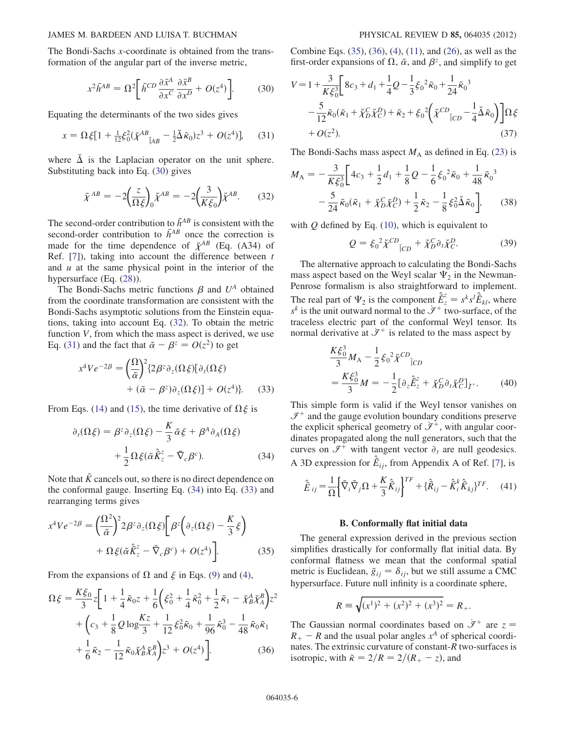The Bondi-Sachs $x$-coordinate is obtained from the transformation of the angular part of the inverse metric,

$$x^2 \bar{h}^{AB} = \Omega^2 \left[ \tilde{h}^{CD} \frac{\partial \bar{x}^A}{\partial x^C} \frac{\partial \bar{x}^B}{\partial x^D} + O(z^4) \right]. \tag{30}$$

Equating the determinants of the two sides gives

$$x = \Omega \xi [1 + \tfrac{1}{12} \xi_0^2 (\breve{\chi}^{AB}{}_{|AB} - \tfrac{1}{2} \breve{\Delta} \tilde{\kappa}_0) z^3 + O(z^4)], \tag{31}$$

where $\breve{\Delta}$ is the Laplacian operator on the unit sphere. Substituting back into Eq. (30) gives

$$\bar{\chi}^{AB} = -2 \left( \frac{z}{\Omega \xi} \right)_0 \breve{\chi}^{AB} = -2 \left( \frac{3}{K \xi_0} \right) \breve{\chi}^{AB}. \tag{32}$$

The second-order contribution to $\tilde{h}^{AB}$ is consistent with the second-order contribution to $\bar{h}^{AB}$ once the correction is made for the time dependence of $\breve{\chi}^{AB}$ (Eq. (A34) of Ref. [7]), taking into account the difference between $t$ and $u$ at the same physical point in the interior of the hypersurface (Eq. (28)).

The Bondi-Sachs metric functions $\beta$ and $U^A$ obtained from the coordinate transformation are consistent with the Bondi-Sachs asymptotic solutions from the Einstein equations, taking into account Eq. (32). To obtain the metric function $V$, from which the mass aspect is derived, we use Eq. (31) and the fact that $\tilde{\alpha} - \beta^z = O(z^2)$ to get

$$x^4 V e^{-2\beta} = \left( \frac{\Omega}{\tilde{\alpha}} \right)^2 \{ 2 \beta^z \partial_z (\Omega \xi) [\partial_t (\Omega \xi) + (\tilde{\alpha} - \beta^z) \partial_z (\Omega \xi)] + O(z^4) \}. \tag{33}$$

From Eqs. (14) and (15), the time derivative of $\Omega \xi$ is

$$\partial_t (\Omega \xi) = \beta^z \partial_z (\Omega \xi) - \frac{K}{3} \tilde{\alpha} \xi + \beta^A \partial_A (\Omega \xi) + \frac{1}{2} \Omega \xi (\tilde{\alpha} \hat{\tilde{K}}{}^z_z - \breve{\nabla}_c \beta^c). \tag{34}$$

Note that $\tilde{K}$ cancels out, so there is no direct dependence on the conformal gauge. Inserting Eq. (34) into Eq. (33) and rearranging terms gives

$$x^4 V e^{-2\beta} = \left( \frac{\Omega^2}{\tilde{\alpha}} \right)^2 2 \beta^z \partial_z (\Omega \xi) \left[ \beta^z \left( \partial_z (\Omega \xi) - \frac{K}{3} \xi \right) + \Omega \xi (\tilde{\alpha} \hat{\tilde{K}}{}^z_z - \breve{\nabla}_c \beta^c) + O(z^4) \right]. \tag{35}$$

From the expansions of $\Omega$ and $\xi$ in Eqs. (9) and (4),

$$\Omega \xi = \frac{K \xi_0}{3} z \left[ 1 + \frac{1}{4} \tilde{\kappa}_0 z + \frac{1}{6} \left( \xi_0^2 + \frac{1}{4} \tilde{\kappa}_0^2 + \frac{1}{2} \tilde{\kappa}_1 - \breve{\chi}^A_B \breve{\chi}^B_A \right) z^2 + \left( c_3 + \frac{1}{8} Q \log \frac{K z}{3} + \frac{1}{12} \xi_0^2 \tilde{\kappa}_0 + \frac{1}{96} \tilde{\kappa}_0^3 - \frac{1}{48} \tilde{\kappa}_0 \tilde{\kappa}_1 + \frac{1}{6} \tilde{\kappa}_2 - \frac{1}{12} \tilde{\kappa}_0 \breve{\chi}^A_B \breve{\chi}^B_A \right) z^3 + O(z^4) \right]. \tag{36}$$

Combine Eqs. (35), (36), (4), (11), and (26), as well as the first-order expansions of $\Omega$, $\tilde{\alpha}$, and $\beta^z$, and simplify to get

$$V = 1 + \frac{3}{K \xi_0^3} \left[ 8 c_3 + d_1 + \frac{1}{4} Q - \frac{1}{3} \xi_0{}^2 \tilde{\kappa}_0 + \frac{1}{24} \tilde{\kappa}_0{}^3 - \frac{5}{12} \tilde{\kappa}_0 (\tilde{\kappa}_1 + \breve{\chi}^C_D \breve{\chi}^D_C) + \tilde{\kappa}_2 + \xi_0{}^2 \left( \breve{\chi}^{CD}{}_{|CD} - \frac{1}{4} \breve{\Delta} \tilde{\kappa}_0 \right) \right] \Omega \xi + O(z^2). \tag{37}$$

The Bondi-Sachs mass aspect $M_{\rm A}$ as defined in Eq. (23) is

$$M_{\rm A} = -\frac{3}{K \xi_0^3} \left[ 4 c_3 + \frac{1}{2} d_1 + \frac{1}{8} Q - \frac{1}{6} \xi_0{}^2 \tilde{\kappa}_0 + \frac{1}{48} \tilde{\kappa}_0{}^3 - \frac{5}{24} \tilde{\kappa}_0 (\tilde{\kappa}_1 + \breve{\chi}^C_D \breve{\chi}^D_C) + \frac{1}{2} \tilde{\kappa}_2 - \frac{1}{8} \xi_0^2 \breve{\Delta} \tilde{\kappa}_0 \right], \tag{38}$$

with $Q$ defined by Eq. (10), which is equivalent to

$$Q = \xi_0{}^2 \breve{\chi}^{CD}{}_{|CD} + \breve{\chi}^C_D \partial_t \breve{\chi}^D_C. \tag{39}$$

The alternative approach to calculating the Bondi-Sachs mass aspect based on the Weyl scalar $\Psi_2$ in the Newman-Penrose formalism is also straightforward to implement. The real part of $\Psi_2$ is the component $\hat{\tilde{E}}{}^z_z = s^k s^l \hat{\tilde{E}}_{kl}$, where $s^k$ is the unit outward normal to the $\mathscr{I}^+$ two-surface, of the traceless electric part of the conformal Weyl tensor. Its normal derivative at $\mathscr{I}^+$ is related to the mass aspect by

$$\frac{K \xi_0^3}{3} M_{\rm A} - \frac{1}{2} \xi_0{}^2 \breve{\chi}^{CD}{}_{|CD} = \frac{K \xi_0^3}{3} M = -\frac{1}{2} [\partial_z \hat{\tilde{E}}{}^z_z + \breve{\chi}^C_D \partial_t \breve{\chi}^D_C]_{I^+}. \tag{40}$$

This simple form is valid if the Weyl tensor vanishes on $\mathscr{I}^+$ and the gauge evolution boundary conditions preserve the explicit spherical geometry of $\mathscr{I}^+$, with angular coordinates propagated along the null generators, such that the curves on $\mathscr{I}^+$ with tangent vector $\partial_t$ are null geodesics. A 3D expression for $\hat{\tilde{E}}_{ij}$, from Appendix A of Ref. [7], is

$$\hat{\tilde{E}}_{ij} = \frac{1}{\Omega} \left\{ \tilde{\nabla}_i \tilde{\nabla}_j \Omega + \frac{K}{3} \hat{\tilde{K}}_{ij} \right\}^{TF} + \{ \hat{\tilde{R}}_{ij} - \hat{\tilde{K}}{}^k_i \hat{\tilde{K}}_{kj} \}^{TF}. \tag{41}$$

### B. Conformally flat initial data

The general expression derived in the previous section simplifies drastically for conformally flat initial data. By conformal flatness we mean that the conformal spatial metric is Euclidean, $\tilde{g}_{ij} = \delta_{ij}$, but we still assume a CMC hypersurface. Future null infinity is a coordinate sphere,

$$R \equiv \sqrt{(x^1)^2 + (x^2)^2 + (x^3)^2} = R_+.$$

The Gaussian normal coordinates based on $\mathscr{I}^+$ are $z = R_+ - R$ and the usual polar angles $x^A$ of spherical coordinates. The extrinsic curvature of constant-$R$ two-surfaces is isotropic, with $\tilde{\kappa} = 2/R = 2/(R_+ - z)$, and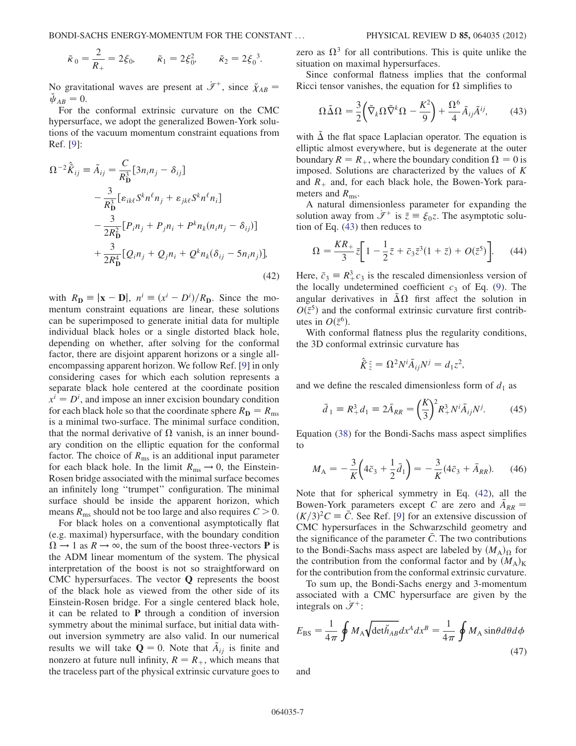$$\breve{\kappa}_0 = \frac{2}{R_+} = 2\xi_0, \qquad \breve{\kappa}_1 = 2\xi_0^2, \qquad \breve{\kappa}_2 = 2\xi_0{}^3.$$

No gravitational waves are present at $\dot{\mathscr{I}}^+$, since $\breve{\chi}_{AB} = \breve{\psi}_{AB} = 0$.

For the conformal extrinsic curvature on the CMC hypersurface, we adopt the generalized Bowen-York solutions of the vacuum momentum constraint equations from Ref. [9]:

$$\begin{aligned}
\Omega^{-2}\hat{\tilde{K}}_{ij} \equiv \tilde{A}_{ij} = {} & \frac{C}{R_{\mathbf{D}}^3}[3n_i n_j - \delta_{ij}] \\
& - \frac{3}{R_{\mathbf{D}}^3}[\varepsilon_{ik\ell}S^k n^\ell n_j + \varepsilon_{jk\ell}S^k n^\ell n_i] \\
& - \frac{3}{2R_{\mathbf{D}}^2}[P_i n_j + P_j n_i + P^k n_k(n_i n_j - \delta_{ij})] \\
& + \frac{3}{2R_{\mathbf{D}}^4}[Q_i n_j + Q_j n_i + Q^k n_k(\delta_{ij} - 5n_i n_j)],
\end{aligned} \tag{42}$$

with $R_{\mathbf{D}} \equiv |\mathbf{x} - \mathbf{D}|$, $n^i \equiv (x^i - D^i)/R_{\mathbf{D}}$. Since the momentum constraint equations are linear, these solutions can be superimposed to generate initial data for multiple individual black holes or a single distorted black hole, depending on whether, after solving for the conformal factor, there are disjoint apparent horizons or a single all-encompassing apparent horizon. We follow Ref. [9] in only considering cases for which each solution represents a separate black hole centered at the coordinate position $x^i = D^i$, and impose an inner excision boundary condition for each black hole so that the coordinate sphere $R_{\mathbf{D}} = R_{\rm ms}$ is a minimal two-surface. The minimal surface condition, that the normal derivative of $\Omega$ vanish, is an inner boundary condition on the elliptic equation for the conformal factor. The choice of $R_{\rm ms}$ is an additional input parameter for each black hole. In the limit $R_{\rm ms} \to 0$, the Einstein-Rosen bridge associated with the minimal surface becomes an infinitely long "trumpet" configuration. The minimal surface should be inside the apparent horizon, which means $R_{\rm ms}$ should not be too large and also requires $C > 0$.

For black holes on a conventional asymptotically flat (e.g. maximal) hypersurface, with the boundary condition $\Omega \to 1$ as $R \to \infty$, the sum of the boost three-vectors $\mathbf{P}$ is the ADM linear momentum of the system. The physical interpretation of the boost is not so straightforward on CMC hypersurfaces. The vector $\mathbf{Q}$ represents the boost of the black hole as viewed from the other side of its Einstein-Rosen bridge. For a single centered black hole, it can be related to $\mathbf{P}$ through a condition of inversion symmetry about the minimal surface, but initial data without inversion symmetry are also valid. In our numerical results we will take $\mathbf{Q} = 0$. Note that $\tilde{A}_{ij}$ is finite and nonzero at future null infinity, $R = R_+$, which means that the traceless part of the physical extrinsic curvature goes to zero as $\Omega^3$ for all contributions. This is quite unlike the situation on maximal hypersurfaces.

Since conformal flatness implies that the conformal Ricci tensor vanishes, the equation for $\Omega$ simplifies to

$$\Omega\tilde{\Delta}\Omega = \frac{3}{2}\left(\tilde{\nabla}_k\Omega\tilde{\nabla}^k\Omega - \frac{K^2}{9}\right) + \frac{\Omega^6}{4}\tilde{A}_{ij}\tilde{A}^{ij}, \tag{43}$$

with $\tilde{\Delta}$ the flat space Laplacian operator. The equation is elliptic almost everywhere, but is degenerate at the outer boundary $R = R_+$, where the boundary condition $\Omega = 0$ is imposed. Solutions are characterized by the values of $K$ and $R_+$ and, for each black hole, the Bowen-York parameters and $R_{\rm ms}$.

A natural dimensionless parameter for expanding the solution away from $\dot{\mathscr{I}}^+$ is $\bar{z} \equiv \xi_0 z$. The asymptotic solution of Eq. (43) then reduces to

$$\Omega = \frac{KR_+}{3}\bar{z}\left[1 - \frac{1}{2}\bar{z} + \bar{c}_3\bar{z}^3(1 + \bar{z}) + O(\bar{z}^5)\right]. \tag{44}$$

Here, $\bar{c}_3 \equiv R_+^3 c_3$ is the rescaled dimensionless version of the locally undetermined coefficient $c_3$ of Eq. (9). The angular derivatives in $\tilde{\Delta}\Omega$ first affect the solution in $O(\bar{z}^5)$ and the conformal extrinsic curvature first contributes in $O(\bar{z}^6)$.

With conformal flatness plus the regularity conditions, the 3D conformal extrinsic curvature has

$$\hat{\tilde{K}}^{\,z}_{\,z} = \Omega^2 N^i \tilde{A}_{ij} N^j = d_1 z^2,$$

and we define the rescaled dimensionless form of $d_1$ as

$$\bar{d}_1 \equiv R_+^3 d_1 \equiv 2\bar{A}_{RR} = \left(\frac{K}{3}\right)^2 R_+^3 N^i \tilde{A}_{ij} N^j. \tag{45}$$

Equation (38) for the Bondi-Sachs mass aspect simplifies to

$$M_{\rm A} = -\frac{3}{K}\left(4\bar{c}_3 + \frac{1}{2}\bar{d}_1\right) = -\frac{3}{K}(4\bar{c}_3 + \bar{A}_{RR}). \tag{46}$$

Note that for spherical symmetry in Eq. (42), all the Bowen-York parameters except $C$ are zero and $\bar{A}_{RR} = (K/3)^2 C \equiv \bar{C}$. See Ref. [9] for an extensive discussion of CMC hypersurfaces in the Schwarzschild geometry and the significance of the parameter $\bar{C}$. The two contributions to the Bondi-Sachs mass aspect are labeled by $(M_{\rm A})_\Omega$ for the contribution from the conformal factor and by $(M_{\rm A})_{\rm K}$ for the contribution from the conformal extrinsic curvature.

To sum up, the Bondi-Sachs energy and 3-momentum associated with a CMC hypersurface are given by the integrals on $\dot{\mathscr{I}}^+$:

$$E_{\rm BS} = \frac{1}{4\pi}\oint M_{\rm A}\sqrt{\det\breve{h}_{AB}}dx^A dx^B = \frac{1}{4\pi}\oint M_{\rm A}\sin\theta d\theta d\phi \tag{47}$$

and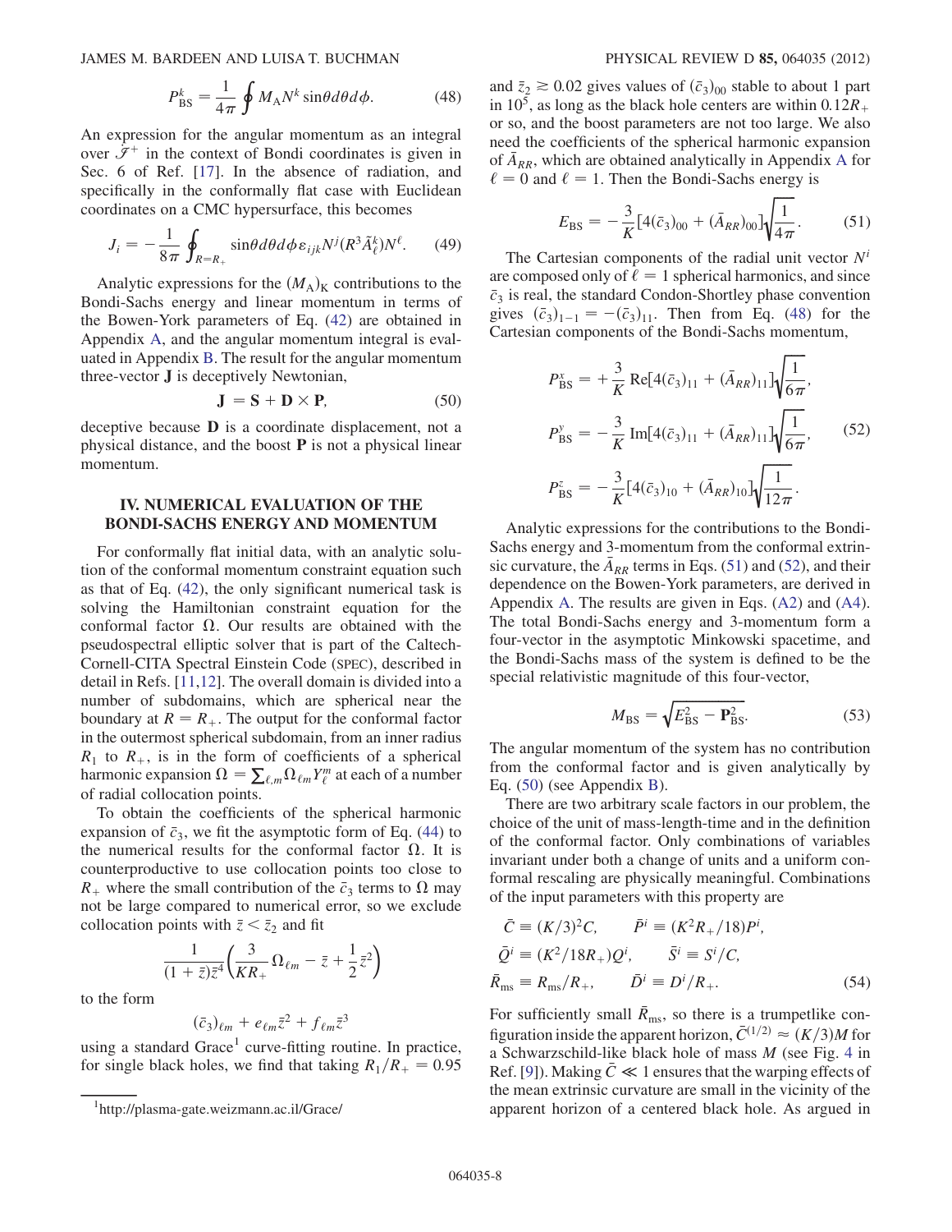$$P^k_{\rm BS} = \frac{1}{4\pi}\oint M_{\rm A} N^k \sin\theta d\theta d\phi. \tag{48}$$

An expression for the angular momentum as an integral over $\mathscr{I}^+$ in the context of Bondi coordinates is given in Sec. 6 of Ref. [17]. In the absence of radiation, and specifically in the conformally flat case with Euclidean coordinates on a CMC hypersurface, this becomes

$$J_i = -\frac{1}{8\pi}\oint_{R=R_+} \sin\theta d\theta d\phi \varepsilon_{ijk} N^j (R^3 \bar{A}^k_\ell) N^\ell. \tag{49}$$

Analytic expressions for the $(M_{\rm A})_{\rm K}$ contributions to the Bondi-Sachs energy and linear momentum in terms of the Bowen-York parameters of Eq. (42) are obtained in Appendix A, and the angular momentum integral is evaluated in Appendix B. The result for the angular momentum three-vector $\mathbf{J}$ is deceptively Newtonian,

$$\mathbf{J} = \mathbf{S} + \mathbf{D}\times\mathbf{P}, \tag{50}$$

deceptive because $\mathbf{D}$ is a coordinate displacement, not a physical distance, and the boost $\mathbf{P}$ is not a physical linear momentum.

## IV. NUMERICAL EVALUATION OF THE BONDI-SACHS ENERGY AND MOMENTUM

For conformally flat initial data, with an analytic solution of the conformal momentum constraint equation such as that of Eq. (42), the only significant numerical task is solving the Hamiltonian constraint equation for the conformal factor $\Omega$. Our results are obtained with the pseudospectral elliptic solver that is part of the Caltech-Cornell-CITA Spectral Einstein Code (SPEC), described in detail in Refs. [11,12]. The overall domain is divided into a number of subdomains, which are spherical near the boundary at $R = R_+$. The output for the conformal factor in the outermost spherical subdomain, from an inner radius $R_1$ to $R_+$, is in the form of coefficients of a spherical harmonic expansion $\Omega = \sum_{\ell,m}\Omega_{\ell m}Y^m_\ell$ at each of a number of radial collocation points.

To obtain the coefficients of the spherical harmonic expansion of $\bar{c}_3$, we fit the asymptotic form of Eq. (44) to the numerical results for the conformal factor $\Omega$. It is counterproductive to use collocation points too close to $R_+$ where the small contribution of the $\bar{c}_3$ terms to $\Omega$ may not be large compared to numerical error, so we exclude collocation points with $\bar{z} < \bar{z}_2$ and fit

$$\frac{1}{(1+\bar{z})\bar{z}^4}\left(\frac{3}{KR_+}\Omega_{\ell m} - \bar{z} + \frac{1}{2}\bar{z}^2\right)$$

to the form

$$(\bar{c}_3)_{\ell m} + e_{\ell m}\bar{z}^2 + f_{\ell m}\bar{z}^3$$

using a standard Grace[1] curve-fitting routine. In practice, for single black holes, we find that taking $R_1/R_+ = 0.95$ and $\bar{z}_2 \gtrsim 0.02$ gives values of $(\bar{c}_3)_{00}$ stable to about 1 part in $10^5$, as long as the black hole centers are within $0.12R_+$ or so, and the boost parameters are not too large. We also need the coefficients of the spherical harmonic expansion of $\bar{A}_{RR}$, which are obtained analytically in Appendix A for $\ell = 0$ and $\ell = 1$. Then the Bondi-Sachs energy is

$$E_{\rm BS} = -\frac{3}{K}[4(\bar{c}_3)_{00} + (\bar{A}_{RR})_{00}]\sqrt{\frac{1}{4\pi}}. \tag{51}$$

The Cartesian components of the radial unit vector $N^i$ are composed only of $\ell = 1$ spherical harmonics, and since $\bar{c}_3$ is real, the standard Condon-Shortley phase convention gives $(\bar{c}_3)_{1-1} = -(\bar{c}_3)_{11}$. Then from Eq. (48) for the Cartesian components of the Bondi-Sachs momentum,

$$\begin{aligned}
P^x_{\rm BS} &= +\frac{3}{K}\,{\rm Re}[4(\bar{c}_3)_{11} + (\bar{A}_{RR})_{11}]\sqrt{\frac{1}{6\pi}},\\
P^y_{\rm BS} &= -\frac{3}{K}\,{\rm Im}[4(\bar{c}_3)_{11} + (\bar{A}_{RR})_{11}]\sqrt{\frac{1}{6\pi}},\\
P^z_{\rm BS} &= -\frac{3}{K}[4(\bar{c}_3)_{10} + (\bar{A}_{RR})_{10}]\sqrt{\frac{1}{12\pi}}.
\end{aligned} \tag{52}$$

Analytic expressions for the contributions to the Bondi-Sachs energy and 3-momentum from the conformal extrinsic curvature, the $\bar{A}_{RR}$ terms in Eqs. (51) and (52), and their dependence on the Bowen-York parameters, are derived in Appendix A. The results are given in Eqs. (A2) and (A4). The total Bondi-Sachs energy and 3-momentum form a four-vector in the asymptotic Minkowski spacetime, and the Bondi-Sachs mass of the system is defined to be the special relativistic magnitude of this four-vector,

$$M_{\rm BS} = \sqrt{E^2_{\rm BS} - \mathbf{P}^2_{\rm BS}}. \tag{53}$$

The angular momentum of the system has no contribution from the conformal factor and is given analytically by Eq. (50) (see Appendix B).

There are two arbitrary scale factors in our problem, the choice of the unit of mass-length-time and in the definition of the conformal factor. Only combinations of variables invariant under both a change of units and a uniform conformal rescaling are physically meaningful. Combinations of the input parameters with this property are

$$\begin{aligned}
\bar{C} &\equiv (K/3)^2 C, & \bar{P}^i &\equiv (K^2R_+/18)P^i,\\
\bar{Q}^i &\equiv (K^2/18R_+)Q^i, & \bar{S}^i &\equiv S^i/C,\\
\bar{R}_{\rm ms} &\equiv R_{\rm ms}/R_+, & \bar{D}^i &\equiv D^i/R_+.
\end{aligned} \tag{54}$$

For sufficiently small $\bar{R}_{\rm ms}$, so there is a trumpetlike configuration inside the apparent horizon, $\bar{C}^{(1/2)} \approx (K/3)M$ for a Schwarzschild-like black hole of mass $M$ (see Fig. 4 in Ref. [9]). Making $\bar{C} \ll 1$ ensures that the warping effects of the mean extrinsic curvature are small in the vicinity of the apparent horizon of a centered black hole. As argued in

[1] http://plasma-gate.weizmann.ac.il/Grace/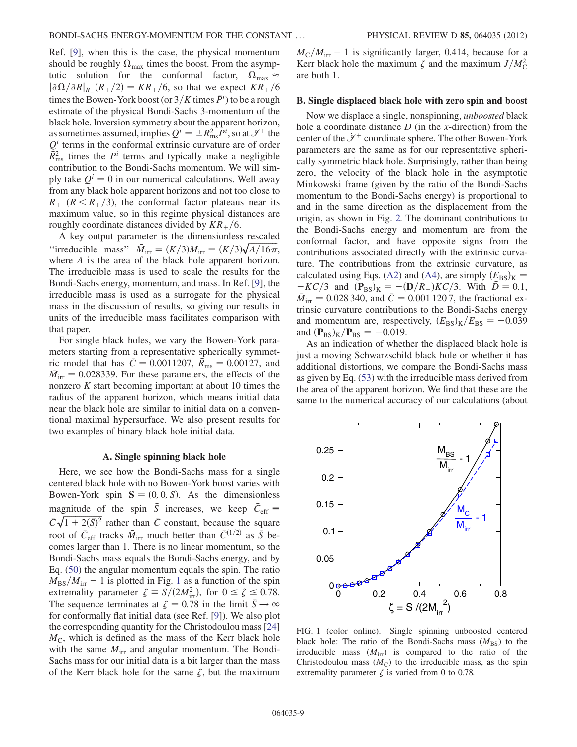Ref. [9], when this is the case, the physical momentum should be roughly $\Omega_{\max}$ times the boost. From the asymptotic solution for the conformal factor, $\Omega_{\max} \approx |\partial\Omega/\partial R|_{R_+}(R_+/2) = KR_+/6$, so that we expect $KR_+/6$ times the Bowen-York boost (or $3/K$ times $\bar{P}^i$) to be a rough estimate of the physical Bondi-Sachs 3-momentum of the black hole. Inversion symmetry about the apparent horizon, as sometimes assumed, implies $Q^i = \pm R_{\rm ms}^2 P^i$, so at $\mathcal{J}^+$ the $Q^i$ terms in the conformal extrinsic curvature are of order $\bar{R}_{\rm ms}^2$ times the $P^i$ terms and typically make a negligible contribution to the Bondi-Sachs momentum. We will simply take $Q^i = 0$ in our numerical calculations. Well away from any black hole apparent horizons and not too close to $R_+$ ($R < R_+/3$), the conformal factor plateaus near its maximum value, so in this regime physical distances are roughly coordinate distances divided by $KR_+/6$.

A key output parameter is the dimensionless rescaled "irreducible mass" $\bar{M}_{\rm irr} \equiv (K/3)M_{\rm irr} = (K/3)\sqrt{A/16\pi}$, where $A$ is the area of the black hole apparent horizon. The irreducible mass is used to scale the results for the Bondi-Sachs energy, momentum, and mass. In Ref. [9], the irreducible mass is used as a surrogate for the physical mass in the discussion of results, so giving our results in units of the irreducible mass facilitates comparison with that paper.

For single black holes, we vary the Bowen-York parameters starting from a representative spherically symmetric model that has $\bar{C} = 0.0011207$, $\bar{R}_{\rm ms} = 0.00127$, and $\bar{M}_{\rm irr} = 0.028339$. For these parameters, the effects of the nonzero $K$ start becoming important at about 10 times the radius of the apparent horizon, which means initial data near the black hole are similar to initial data on a conventional maximal hypersurface. We also present results for two examples of binary black hole initial data.

### A. Single spinning black hole

Here, we see how the Bondi-Sachs mass for a single centered black hole with no Bowen-York boost varies with Bowen-York spin $\mathbf{S} = (0, 0, S)$. As the dimensionless magnitude of the spin $\bar{S}$ increases, we keep $\bar{C}_{\rm eff} \equiv \bar{C}\sqrt{1 + 2(\bar{S})^2}$ rather than $\bar{C}$ constant, because the square root of $\bar{C}_{\rm eff}$ tracks $\bar{M}_{\rm irr}$ much better than $\bar{C}^{(1/2)}$ as $\bar{S}$ becomes larger than 1. There is no linear momentum, so the Bondi-Sachs mass equals the Bondi-Sachs energy, and by Eq. (50) the angular momentum equals the spin. The ratio $M_{\rm BS}/M_{\rm irr} - 1$ is plotted in Fig. 1 as a function of the spin extremality parameter $\zeta \equiv S/(2M_{\rm irr}^2)$, for $0 \le \zeta \le 0.78$. The sequence terminates at $\zeta = 0.78$ in the limit $\bar{S} \to \infty$ for conformally flat initial data (see Ref. [9]). We also plot the corresponding quantity for the Christodoulou mass [24] $M_{\rm C}$, which is defined as the mass of the Kerr black hole with the same $M_{\rm irr}$ and angular momentum. The Bondi-Sachs mass for our initial data is a bit larger than the mass of the Kerr black hole for the same $\zeta$, but the maximum $M_{\rm C}/M_{\rm irr} - 1$ is significantly larger, 0.414, because for a Kerr black hole the maximum $\zeta$ and the maximum $J/M_{\rm C}^2$ are both 1.

### B. Single displaced black hole with zero spin and boost

Now we displace a single, nonspinning, *unboosted* black hole a coordinate distance $D$ (in the $x$-direction) from the center of the $\mathcal{J}^+$ coordinate sphere. The other Bowen-York parameters are the same as for our representative spherically symmetric black hole. Surprisingly, rather than being zero, the velocity of the black hole in the asymptotic Minkowski frame (given by the ratio of the Bondi-Sachs momentum to the Bondi-Sachs energy) is proportional to and in the same direction as the displacement from the origin, as shown in Fig. 2. The dominant contributions to the Bondi-Sachs energy and momentum are from the conformal factor, and have opposite signs from the contributions associated directly with the extrinsic curvature. The contributions from the extrinsic curvature, as calculated using Eqs. (A2) and (A4), are simply $(E_{\rm BS})_{\rm K} = -KC/3$ and $(\mathbf{P}_{\rm BS})_{\rm K} = -(\mathbf{D}/R_+)KC/3$. With $\bar{D} = 0.1$, $\bar{M}_{\rm irr} = 0.028\,340$, and $\bar{C} = 0.001\,120\,7$, the fractional extrinsic curvature contributions to the Bondi-Sachs energy and momentum are, respectively, $(E_{\rm BS})_{\rm K}/E_{\rm BS} = -0.039$ and $(\mathbf{P}_{\rm BS})_{\rm K}/\mathbf{P}_{\rm BS} = -0.019$.

As an indication of whether the displaced black hole is just a moving Schwarzschild black hole or whether it has additional distortions, we compare the Bondi-Sachs mass as given by Eq. (53) with the irreducible mass derived from the area of the apparent horizon. We find that these are the same to the numerical accuracy of our calculations (about

FIG. 1 (color online). Single spinning unboosted centered black hole: The ratio of the Bondi-Sachs mass ($M_{\rm BS}$) to the irreducible mass ($M_{\rm irr}$) is compared to the ratio of the Christodoulou mass ($M_{\rm C}$) to the irreducible mass, as the spin extremality parameter $\zeta$ is varied from 0 to 0.78.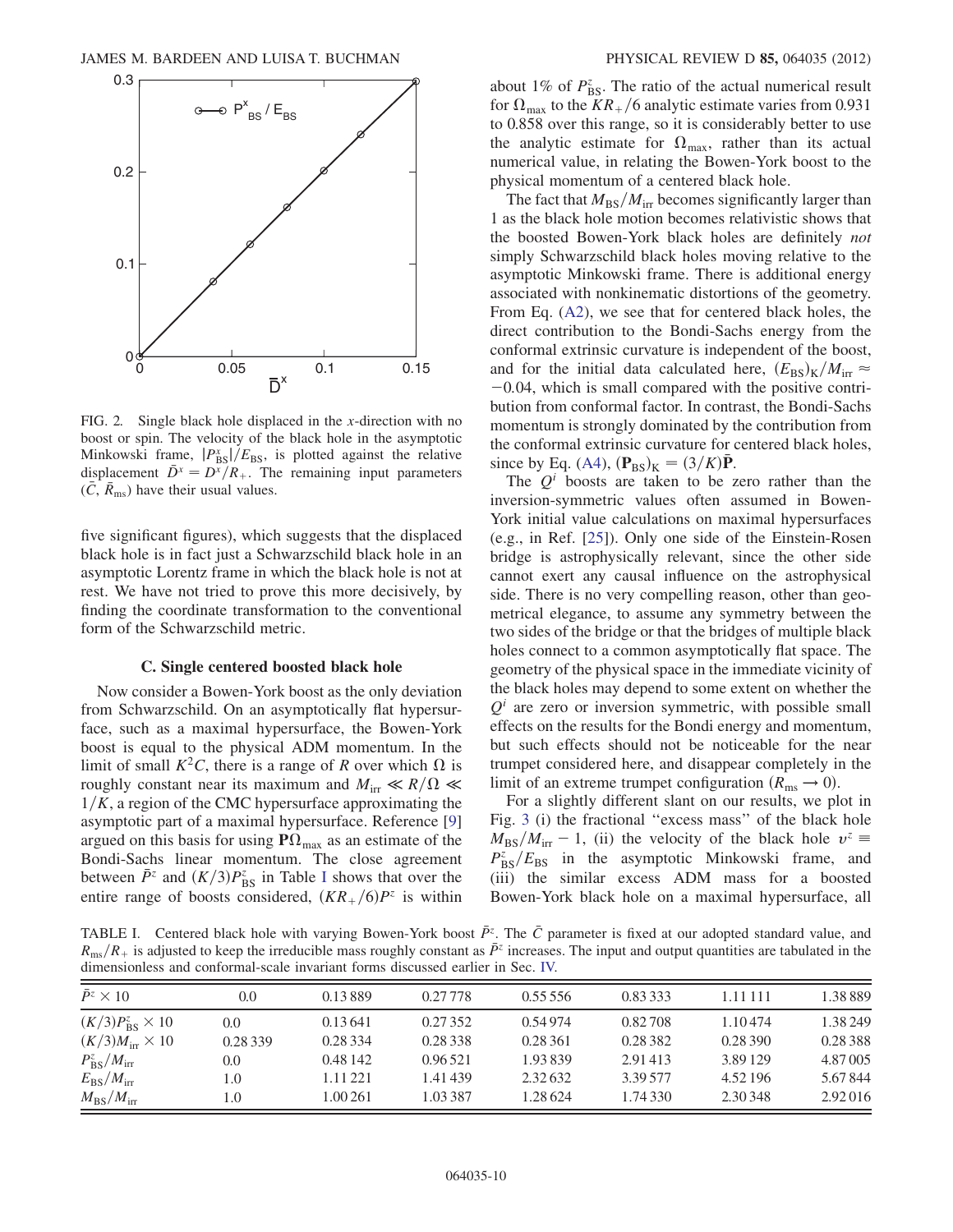FIG. 2. Single black hole displaced in the $x$-direction with no boost or spin. The velocity of the black hole in the asymptotic Minkowski frame, $|P^x_{\rm BS}|/E_{\rm BS}$, is plotted against the relative displacement $\bar{D}^x = D^x/R_+$. The remaining input parameters $(\bar{C}, \bar{R}_{\rm ms})$ have their usual values.

five significant figures), which suggests that the displaced black hole is in fact just a Schwarzschild black hole in an asymptotic Lorentz frame in which the black hole is not at rest. We have not tried to prove this more decisively, by finding the coordinate transformation to the conventional form of the Schwarzschild metric.

### C. Single centered boosted black hole

Now consider a Bowen-York boost as the only deviation from Schwarzschild. On an asymptotically flat hypersurface, such as a maximal hypersurface, the Bowen-York boost is equal to the physical ADM momentum. In the limit of small $K^2C$, there is a range of $R$ over which $\Omega$ is roughly constant near its maximum and $M_{\rm irr} \ll R/\Omega \ll 1/K$, a region of the CMC hypersurface approximating the asymptotic part of a maximal hypersurface. Reference [9] argued on this basis for using $\mathbf{P}\Omega_{\rm max}$ as an estimate of the Bondi-Sachs linear momentum. The close agreement between $\bar{P}^z$ and $(K/3)P^z_{\rm BS}$ in Table I shows that over the entire range of boosts considered, $(KR_+/6)P^z$ is within about 1% of $P^z_{\rm BS}$. The ratio of the actual numerical result for $\Omega_{\rm max}$ to the $KR_+/6$ analytic estimate varies from 0.931 to 0.858 over this range, so it is considerably better to use the analytic estimate for $\Omega_{\rm max}$, rather than its actual numerical value, in relating the Bowen-York boost to the physical momentum of a centered black hole.

The fact that $M_{\rm BS}/M_{\rm irr}$ becomes significantly larger than 1 as the black hole motion becomes relativistic shows that the boosted Bowen-York black holes are definitely *not* simply Schwarzschild black holes moving relative to the asymptotic Minkowski frame. There is additional energy associated with nonkinematic distortions of the geometry. From Eq. (A2), we see that for centered black holes, the direct contribution to the Bondi-Sachs energy from the conformal extrinsic curvature is independent of the boost, and for the initial data calculated here, $(E_{\rm BS})_{\rm K}/M_{\rm irr} \approx -0.04$, which is small compared with the positive contribution from conformal factor. In contrast, the Bondi-Sachs momentum is strongly dominated by the contribution from the conformal extrinsic curvature for centered black holes, since by Eq. (A4), $(\mathbf{P}_{\rm BS})_{\rm K} = (3/K)\bar{\mathbf{P}}$.

The $Q^i$ boosts are taken to be zero rather than the inversion-symmetric values often assumed in Bowen-York initial value calculations on maximal hypersurfaces (e.g., in Ref. [25]). Only one side of the Einstein-Rosen bridge is astrophysically relevant, since the other side cannot exert any causal influence on the astrophysical side. There is no very compelling reason, other than geometrical elegance, to assume any symmetry between the two sides of the bridge or that the bridges of multiple black holes connect to a common asymptotically flat space. The geometry of the physical space in the immediate vicinity of the black holes may depend to some extent on whether the $Q^i$ are zero or inversion symmetric, with possible small effects on the results for the Bondi energy and momentum, but such effects should not be noticeable for the near trumpet considered here, and disappear completely in the limit of an extreme trumpet configuration ($R_{\rm ms} \to 0$).

For a slightly different slant on our results, we plot in Fig. 3 (i) the fractional "excess mass" of the black hole $M_{\rm BS}/M_{\rm irr} - 1$, (ii) the velocity of the black hole $v^z \equiv P^z_{\rm BS}/E_{\rm BS}$ in the asymptotic Minkowski frame, and (iii) the similar excess ADM mass for a boosted Bowen-York black hole on a maximal hypersurface, all

TABLE I. Centered black hole with varying Bowen-York boost $\bar{P}^z$. The $\bar{C}$ parameter is fixed at our adopted standard value, and $R_{\rm ms}/R_+$ is adjusted to keep the irreducible mass roughly constant as $\bar{P}^z$ increases. The input and output quantities are tabulated in the dimensionless and conformal-scale invariant forms discussed earlier in Sec. IV.

| $\bar{P}^z \times 10$ | 0.0 | 0.13 889 | 0.27 778 | 0.55 556 | 0.83 333 | 1.11 111 | 1.38 889 |
|---|---|---|---|---|---|---|---|
| $(K/3)P^z_{\rm BS} \times 10$ | 0.0 | 0.13 641 | 0.27 352 | 0.54 974 | 0.82 708 | 1.10 474 | 1.38 249 |
| $(K/3)M_{\rm irr} \times 10$ | 0.28 339 | 0.28 334 | 0.28 338 | 0.28 361 | 0.28 382 | 0.28 390 | 0.28 388 |
| $P^z_{\rm BS}/M_{\rm irr}$ | 0.0 | 0.48 142 | 0.96 521 | 1.93 839 | 2.91 413 | 3.89 129 | 4.87 005 |
| $E_{\rm BS}/M_{\rm irr}$ | 1.0 | 1.11 221 | 1.41 439 | 2.32 632 | 3.39 577 | 4.52 196 | 5.67 844 |
| $M_{\rm BS}/M_{\rm irr}$ | 1.0 | 1.00 261 | 1.03 387 | 1.28 624 | 1.74 330 | 2.30 348 | 2.92 016 |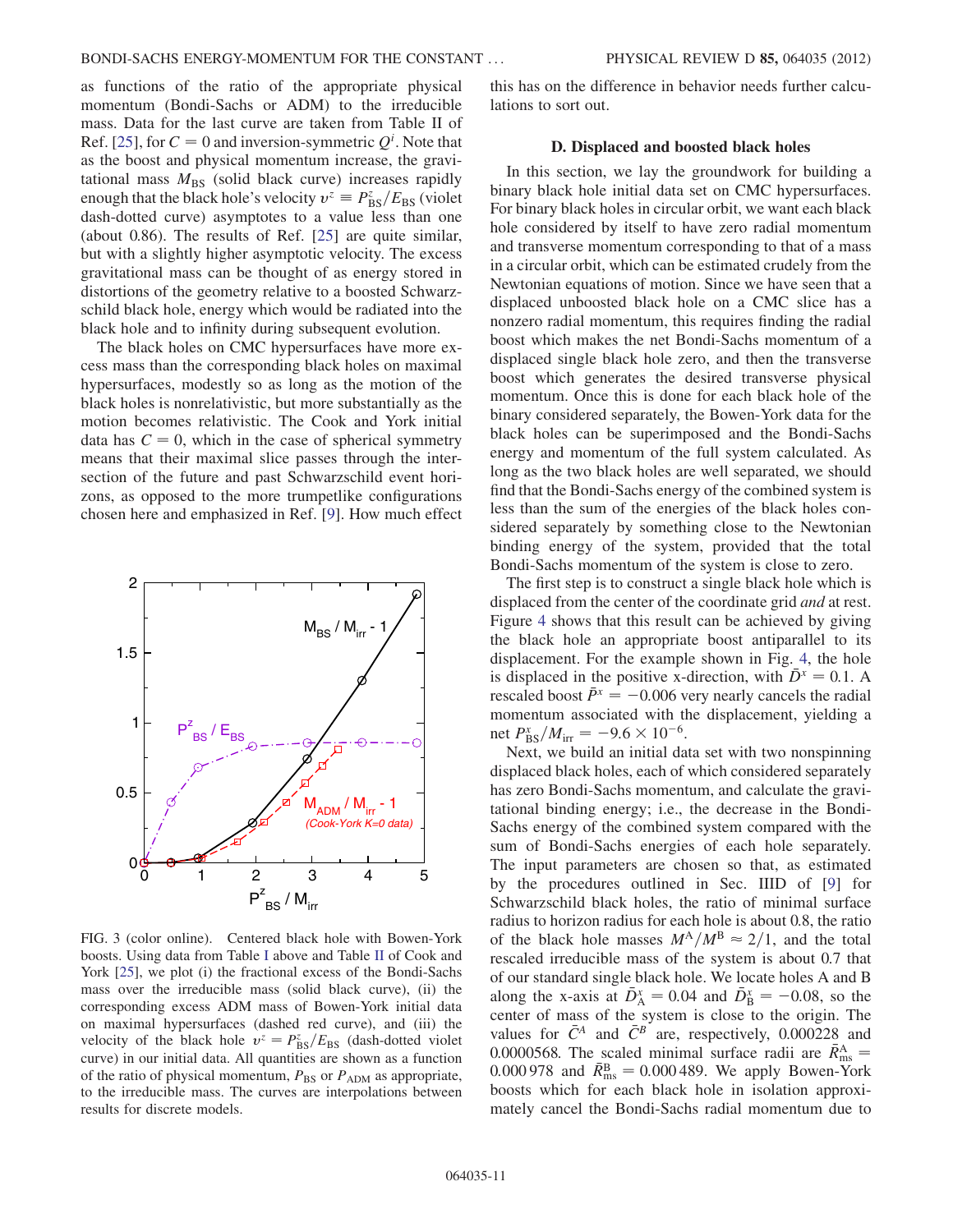as functions of the ratio of the appropriate physical momentum (Bondi-Sachs or ADM) to the irreducible mass. Data for the last curve are taken from Table II of Ref. [25], for $C = 0$ and inversion-symmetric $Q^i$. Note that as the boost and physical momentum increase, the gravitational mass $M_{\rm BS}$ (solid black curve) increases rapidly enough that the black hole's velocity $v^z \equiv P^z_{\rm BS}/E_{\rm BS}$ (violet dash-dotted curve) asymptotes to a value less than one (about 0.86). The results of Ref. [25] are quite similar, but with a slightly higher asymptotic velocity. The excess gravitational mass can be thought of as energy stored in distortions of the geometry relative to a boosted Schwarzschild black hole, energy which would be radiated into the black hole and to infinity during subsequent evolution.

The black holes on CMC hypersurfaces have more excess mass than the corresponding black holes on maximal hypersurfaces, modestly so as long as the motion of the black holes is nonrelativistic, but more substantially as the motion becomes relativistic. The Cook and York initial data has $C = 0$, which in the case of spherical symmetry means that their maximal slice passes through the intersection of the future and past Schwarzschild event horizons, as opposed to the more trumpetlike configurations chosen here and emphasized in Ref. [9]. How much effect this has on the difference in behavior needs further calculations to sort out.

FIG. 3 (color online). Centered black hole with Bowen-York boosts. Using data from Table I above and Table II of Cook and York [25], we plot (i) the fractional excess of the Bondi-Sachs mass over the irreducible mass (solid black curve), (ii) the corresponding excess ADM mass of Bowen-York initial data on maximal hypersurfaces (dashed red curve), and (iii) the velocity of the black hole $v^z = P^z_{\rm BS}/E_{\rm BS}$ (dash-dotted violet curve) in our initial data. All quantities are shown as a function of the ratio of physical momentum, $P_{\rm BS}$ or $P_{\rm ADM}$ as appropriate, to the irreducible mass. The curves are interpolations between results for discrete models.

### D. Displaced and boosted black holes

In this section, we lay the groundwork for building a binary black hole initial data set on CMC hypersurfaces. For binary black holes in circular orbit, we want each black hole considered by itself to have zero radial momentum and transverse momentum corresponding to that of a mass in a circular orbit, which can be estimated crudely from the Newtonian equations of motion. Since we have seen that a displaced unboosted black hole on a CMC slice has a nonzero radial momentum, this requires finding the radial boost which makes the net Bondi-Sachs momentum of a displaced single black hole zero, and then the transverse boost which generates the desired transverse physical momentum. Once this is done for each black hole of the binary considered separately, the Bowen-York data for the black holes can be superimposed and the Bondi-Sachs energy and momentum of the full system calculated. As long as the two black holes are well separated, we should find that the Bondi-Sachs energy of the combined system is less than the sum of the energies of the black holes considered separately by something close to the Newtonian binding energy of the system, provided that the total Bondi-Sachs momentum of the system is close to zero.

The first step is to construct a single black hole which is displaced from the center of the coordinate grid *and* at rest. Figure 4 shows that this result can be achieved by giving the black hole an appropriate boost antiparallel to its displacement. For the example shown in Fig. 4, the hole is displaced in the positive x-direction, with $\bar{D}^x = 0.1$. A rescaled boost $\bar{P}^x = -0.006$ very nearly cancels the radial momentum associated with the displacement, yielding a net $P^x_{\rm BS}/M_{\rm irr} = -9.6 \times 10^{-6}$.

Next, we build an initial data set with two nonspinning displaced black holes, each of which considered separately has zero Bondi-Sachs momentum, and calculate the gravitational binding energy; i.e., the decrease in the Bondi-Sachs energy of the combined system compared with the sum of Bondi-Sachs energies of each hole separately. The input parameters are chosen so that, as estimated by the procedures outlined in Sec. IIID of [9] for Schwarzschild black holes, the ratio of minimal surface radius to horizon radius for each hole is about 0.8, the ratio of the black hole masses $M^{\rm A}/M^{\rm B} \approx 2/1$, and the total rescaled irreducible mass of the system is about 0.7 that of our standard single black hole. We locate holes A and B along the x-axis at $\bar{D}^x_{\rm A} = 0.04$ and $\bar{D}^x_{\rm B} = -0.08$, so the center of mass of the system is close to the origin. The values for $\bar{C}^A$ and $\bar{C}^B$ are, respectively, 0.000228 and 0.0000568. The scaled minimal surface radii are $\bar{R}^{\rm A}_{\rm ms} = 0.000\,978$ and $\bar{R}^{\rm B}_{\rm ms} = 0.000\,489$. We apply Bowen-York boosts which for each black hole in isolation approximately cancel the Bondi-Sachs radial momentum due to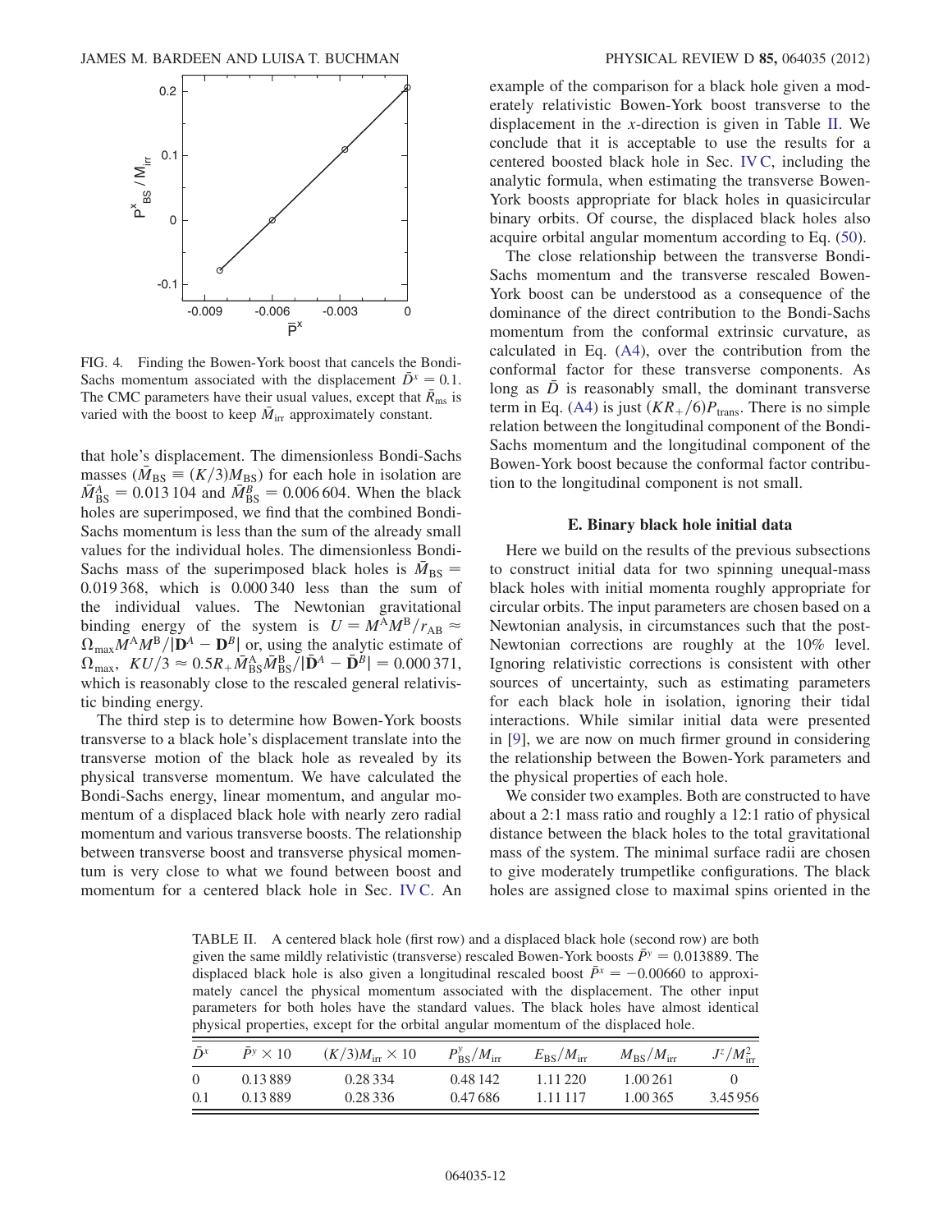FIG. 4. Finding the Bowen-York boost that cancels the Bondi-Sachs momentum associated with the displacement $\bar{D}^x = 0.1$. The CMC parameters have their usual values, except that $\bar{R}_{\rm ms}$ is varied with the boost to keep $\bar{M}_{\rm irr}$ approximately constant.

that hole's displacement. The dimensionless Bondi-Sachs masses ($\bar{M}_{\rm BS} \equiv (K/3)M_{\rm BS}$) for each hole in isolation are $\bar{M}^A_{\rm BS} = 0.013\,104$ and $\bar{M}^B_{\rm BS} = 0.006\,604$. When the black holes are superimposed, we find that the combined Bondi-Sachs momentum is less than the sum of the already small values for the individual holes. The dimensionless Bondi-Sachs mass of the superimposed black holes is $\bar{M}_{\rm BS} = 0.019\,368$, which is $0.000\,340$ less than the sum of the individual values. The Newtonian gravitational binding energy of the system is $U = M^A M^B/r_{AB} \approx \Omega_{\max} M^A M^B/|\mathbf{D}^A - \mathbf{D}^B|$ or, using the analytic estimate of $\Omega_{\max}$, $KU/3 \approx 0.5R_+ \bar{M}^A_{\rm BS}\bar{M}^B_{\rm BS}/|\bar{\mathbf{D}}^A - \bar{\mathbf{D}}^B| = 0.000\,371$, which is reasonably close to the rescaled general relativistic binding energy.

The third step is to determine how Bowen-York boosts transverse to a black hole's displacement translate into the transverse motion of the black hole as revealed by its physical transverse momentum. We have calculated the Bondi-Sachs energy, linear momentum, and angular momentum of a displaced black hole with nearly zero radial momentum and various transverse boosts. The relationship between transverse boost and transverse physical momentum is very close to what we found between boost and momentum for a centered black hole in Sec. IV C. An example of the comparison for a black hole given a moderately relativistic Bowen-York boost transverse to the displacement in the $x$-direction is given in Table II. We conclude that it is acceptable to use the results for a centered boosted black hole in Sec. IV C, including the analytic formula, when estimating the transverse Bowen-York boosts appropriate for black holes in quasicircular binary orbits. Of course, the displaced black holes also acquire orbital angular momentum according to Eq. (50).

The close relationship between the transverse Bondi-Sachs momentum and the transverse rescaled Bowen-York boost can be understood as a consequence of the dominance of the direct contribution to the Bondi-Sachs momentum from the conformal extrinsic curvature, as calculated in Eq. (A4), over the contribution from the conformal factor for these transverse components. As long as $\bar{D}$ is reasonably small, the dominant transverse term in Eq. (A4) is just $(KR_+/6)P_{\rm trans}$. There is no simple relation between the longitudinal component of the Bondi-Sachs momentum and the longitudinal component of the Bowen-York boost because the conformal factor contribution to the longitudinal component is not small.

### E. Binary black hole initial data

Here we build on the results of the previous subsections to construct initial data for two spinning unequal-mass black holes with initial momenta roughly appropriate for circular orbits. The input parameters are chosen based on a Newtonian analysis, in circumstances such that the post-Newtonian corrections are roughly at the 10% level. Ignoring relativistic corrections is consistent with other sources of uncertainty, such as estimating parameters for each black hole in isolation, ignoring their tidal interactions. While similar initial data were presented in [9], we are now on much firmer ground in considering the relationship between the Bowen-York parameters and the physical properties of each hole.

We consider two examples. Both are constructed to have about a 2:1 mass ratio and roughly a 12:1 ratio of physical distance between the black holes to the total gravitational mass of the system. The minimal surface radii are chosen to give moderately trumpetlike configurations. The black holes are assigned close to maximal spins oriented in the

TABLE II. A centered black hole (first row) and a displaced black hole (second row) are both given the same mildly relativistic (transverse) rescaled Bowen-York boosts $\bar{P}^y = 0.013889$. The displaced black hole is also given a longitudinal rescaled boost $\bar{P}^x = -0.00660$ to approximately cancel the physical momentum associated with the displacement. The other input parameters for both holes have the standard values. The black holes have almost identical physical properties, except for the orbital angular momentum of the displaced hole.

| $\bar{D}^x$ | $\bar{P}^y \times 10$ | $(K/3)M_{\rm irr} \times 10$ | $P^y_{\rm BS}/M_{\rm irr}$ | $E_{\rm BS}/M_{\rm irr}$ | $M_{\rm BS}/M_{\rm irr}$ | $J^z/M^2_{\rm irr}$ |
|---|---|---|---|---|---|---|
| 0 | 0.13 889 | 0.28 334 | 0.48 142 | 1.11 220 | 1.00 261 | 0 |
| 0.1 | 0.13 889 | 0.28 336 | 0.47 686 | 1.11 117 | 1.00 365 | 3.45 956 |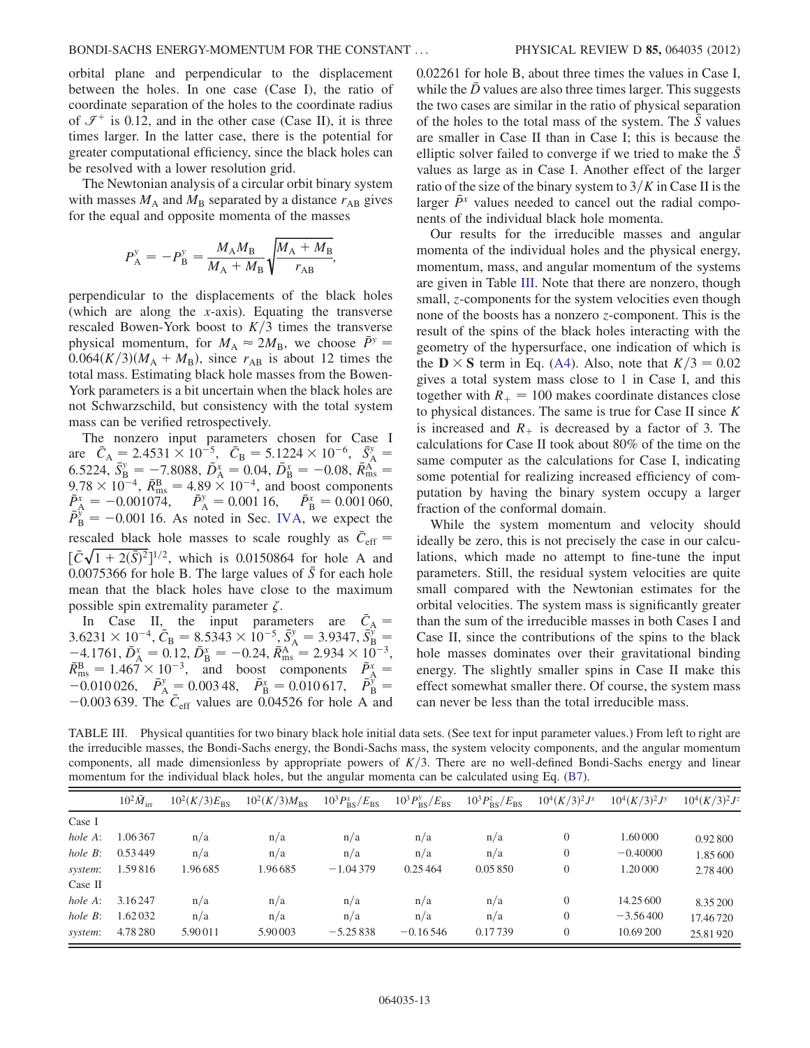orbital plane and perpendicular to the displacement between the holes. In one case (Case I), the ratio of coordinate separation of the holes to the coordinate radius of $\mathscr{I}^+$ is 0.12, and in the other case (Case II), it is three times larger. In the latter case, there is the potential for greater computational efficiency, since the black holes can be resolved with a lower resolution grid.

The Newtonian analysis of a circular orbit binary system with masses $M_A$ and $M_B$ separated by a distance $r_{AB}$ gives for the equal and opposite momenta of the masses

$$P_A^y = -P_B^y = \frac{M_A M_B}{M_A + M_B}\sqrt{\frac{M_A + M_B}{r_{AB}}},$$

perpendicular to the displacements of the black holes (which are along the $x$-axis). Equating the transverse rescaled Bowen-York boost to $K/3$ times the transverse physical momentum, for $M_A \approx 2M_B$, we choose $\bar{P}^y = 0.064(K/3)(M_A + M_B)$, since $r_{AB}$ is about 12 times the total mass. Estimating black hole masses from the Bowen-York parameters is a bit uncertain when the black holes are not Schwarzschild, but consistency with the total system mass can be verified retrospectively.

The nonzero input parameters chosen for Case I are $\bar{C}_A = 2.4531 \times 10^{-5}$, $\bar{C}_B = 5.1224 \times 10^{-6}$, $\bar{S}_A^y = 6.5224$, $\bar{S}_B^y = -7.8088$, $\bar{D}_A^x = 0.04$, $\bar{D}_B^x = -0.08$, $\bar{R}_{ms}^A = 9.78 \times 10^{-4}$, $\bar{R}_{ms}^B = 4.89 \times 10^{-4}$, and boost components $\bar{P}_A^x = -0.001074$, $\bar{P}_A^y = 0.00116$, $\bar{P}_B^x = 0.001060$, $\bar{P}_B^y = -0.00116$. As noted in Sec. IV A, we expect the rescaled black hole masses to scale roughly as $\bar{C}_{\rm eff} = [\bar{C}\sqrt{1 + 2(\bar{S})^2}]^{1/2}$, which is 0.0150864 for hole A and 0.0075366 for hole B. The large values of $\bar{S}$ for each hole mean that the black holes have close to the maximum possible spin extremality parameter $\zeta$.

In Case II, the input parameters are $\bar{C}_A = 3.6231 \times 10^{-4}$, $\bar{C}_B = 8.5343 \times 10^{-5}$, $\bar{S}_A^y = 3.9347$, $\bar{S}_B^y = -4.1761$, $\bar{D}_A^x = 0.12$, $\bar{D}_B^x = -0.24$, $\bar{R}_{ms}^A = 2.934 \times 10^{-3}$, $\bar{R}_{ms}^B = 1.467 \times 10^{-3}$, and boost components $\bar{P}_A^x = -0.010026$, $\bar{P}_A^y = 0.00348$, $\bar{P}_B^x = 0.010617$, $\bar{P}_B^y = -0.003639$. The $\bar{C}_{\rm eff}$ values are 0.04526 for hole A and 0.02261 for hole B, about three times the values in Case I, while the $\bar{D}$ values are also three times larger. This suggests the two cases are similar in the ratio of physical separation of the holes to the total mass of the system. The $\bar{S}$ values are smaller in Case II than in Case I; this is because the elliptic solver failed to converge if we tried to make the $\bar{S}$ values as large as in Case I. Another effect of the larger ratio of the size of the binary system to $3/K$ in Case II is the larger $\bar{P}^x$ values needed to cancel out the radial components of the individual black hole momenta.

Our results for the irreducible masses and angular momenta of the individual holes and the physical energy, momentum, mass, and angular momentum of the systems are given in Table III. Note that there are nonzero, though small, $z$-components for the system velocities even though none of the boosts has a nonzero $z$-component. This is the result of the spins of the black holes interacting with the geometry of the hypersurface, one indication of which is the $\mathbf{D} \times \mathbf{S}$ term in Eq. (A4). Also, note that $K/3 = 0.02$ gives a total system mass close to 1 in Case I, and this together with $R_+ = 100$ makes coordinate distances close to physical distances. The same is true for Case II since $K$ is increased and $R_+$ is decreased by a factor of 3. The calculations for Case II took about 80% of the time on the same computer as the calculations for Case I, indicating some potential for realizing increased efficiency of computation by having the binary system occupy a larger fraction of the conformal domain.

While the system momentum and velocity should ideally be zero, this is not precisely the case in our calculations, which made no attempt to fine-tune the input parameters. Still, the residual system velocities are quite small compared with the Newtonian estimates for the orbital velocities. The system mass is significantly greater than the sum of the irreducible masses in both Cases I and Case II, since the contributions of the spins to the black hole masses dominates over their gravitational binding energy. The slightly smaller spins in Case II make this effect somewhat smaller there. Of course, the system mass can never be less than the total irreducible mass.

TABLE III. Physical quantities for two binary black hole initial data sets. (See text for input parameter values.) From left to right are the irreducible masses, the Bondi-Sachs energy, the Bondi-Sachs mass, the system velocity components, and the angular momentum components, all made dimensionless by appropriate powers of $K/3$. There are no well-defined Bondi-Sachs energy and linear momentum for the individual black holes, but the angular momenta can be calculated using Eq. (B7).

| | $10^2\bar{M}_{\rm irr}$ | $10^2(K/3)E_{BS}$ | $10^2(K/3)M_{BS}$ | $10^3P^x_{BS}/E_{BS}$ | $10^3P^y_{BS}/E_{BS}$ | $10^3P^z_{BS}/E_{BS}$ | $10^4(K/3)^2J^x$ | $10^4(K/3)^2J^y$ | $10^4(K/3)^2J^z$ |
|---|---|---|---|---|---|---|---|---|---|
| Case I | | | | | | | | | |
| *hole A*: | 1.06367 | n/a | n/a | n/a | n/a | n/a | 0 | 1.60000 | 0.92800 |
| *hole B*: | 0.53449 | n/a | n/a | n/a | n/a | n/a | 0 | −0.40000 | 1.85600 |
| *system*: | 1.59816 | 1.96685 | 1.96685 | −1.04379 | 0.25464 | 0.05850 | 0 | 1.20000 | 2.78400 |
| Case II | | | | | | | | | |
| *hole A*: | 3.16247 | n/a | n/a | n/a | n/a | n/a | 0 | 14.25600 | 8.35200 |
| *hole B*: | 1.62032 | n/a | n/a | n/a | n/a | n/a | 0 | −3.56400 | 17.46720 |
| *system*: | 4.78280 | 5.90011 | 5.90003 | −5.25838 | −0.16546 | 0.17739 | 0 | 10.69200 | 25.81920 |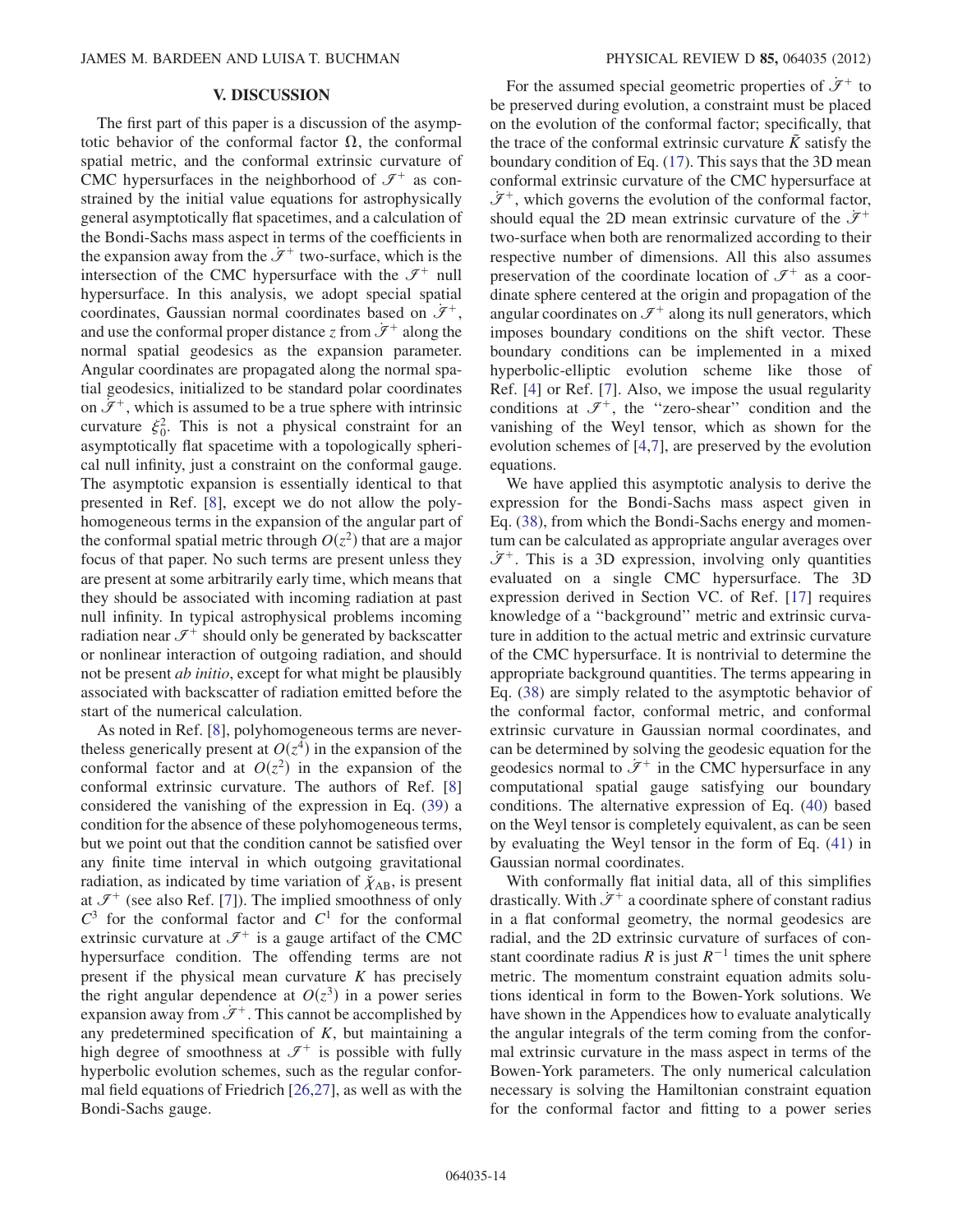## V. DISCUSSION

The first part of this paper is a discussion of the asymptotic behavior of the conformal factor $\Omega$, the conformal spatial metric, and the conformal extrinsic curvature of CMC hypersurfaces in the neighborhood of $\mathcal{I}^+$ as constrained by the initial value equations for astrophysically general asymptotically flat spacetimes, and a calculation of the Bondi-Sachs mass aspect in terms of the coefficients in the expansion away from the $\dot{\mathcal{I}}^+$ two-surface, which is the intersection of the CMC hypersurface with the $\mathcal{I}^+$ null hypersurface. In this analysis, we adopt special spatial coordinates, Gaussian normal coordinates based on $\dot{\mathcal{I}}^+$, and use the conformal proper distance $z$ from $\dot{\mathcal{I}}^+$ along the normal spatial geodesics as the expansion parameter. Angular coordinates are propagated along the normal spatial geodesics, initialized to be standard polar coordinates on $\dot{\mathcal{I}}^+$, which is assumed to be a true sphere with intrinsic curvature $\xi_0^2$. This is not a physical constraint for an asymptotically flat spacetime with a topologically spherical null infinity, just a constraint on the conformal gauge. The asymptotic expansion is essentially identical to that presented in Ref. [8], except we do not allow the polyhomogeneous terms in the expansion of the angular part of the conformal spatial metric through $O(z^2)$ that are a major focus of that paper. No such terms are present unless they are present at some arbitrarily early time, which means that they should be associated with incoming radiation at past null infinity. In typical astrophysical problems incoming radiation near $\mathcal{I}^+$ should only be generated by backscatter or nonlinear interaction of outgoing radiation, and should not be present *ab initio*, except for what might be plausibly associated with backscatter of radiation emitted before the start of the numerical calculation.

As noted in Ref. [8], polyhomogeneous terms are nevertheless generically present at $O(z^4)$ in the expansion of the conformal factor and at $O(z^2)$ in the expansion of the conformal extrinsic curvature. The authors of Ref. [8] considered the vanishing of the expression in Eq. (39) a condition for the absence of these polyhomogeneous terms, but we point out that the condition cannot be satisfied over any finite time interval in which outgoing gravitational radiation, as indicated by time variation of $\check{\chi}_{AB}$, is present at $\mathcal{I}^+$ (see also Ref. [7]). The implied smoothness of only $C^3$ for the conformal factor and $C^1$ for the conformal extrinsic curvature at $\mathcal{I}^+$ is a gauge artifact of the CMC hypersurface condition. The offending terms are not present if the physical mean curvature $K$ has precisely the right angular dependence at $O(z^3)$ in a power series expansion away from $\dot{\mathcal{I}}^+$. This cannot be accomplished by any predetermined specification of $K$, but maintaining a high degree of smoothness at $\mathcal{I}^+$ is possible with fully hyperbolic evolution schemes, such as the regular conformal field equations of Friedrich [26,27], as well as with the Bondi-Sachs gauge.

For the assumed special geometric properties of $\dot{\mathcal{I}}^+$ to be preserved during evolution, a constraint must be placed on the evolution of the conformal factor; specifically, that the trace of the conformal extrinsic curvature $\tilde{K}$ satisfy the boundary condition of Eq. (17). This says that the 3D mean conformal extrinsic curvature of the CMC hypersurface at $\dot{\mathcal{I}}^+$, which governs the evolution of the conformal factor, should equal the 2D mean extrinsic curvature of the $\dot{\mathcal{I}}^+$ two-surface when both are renormalized according to their respective number of dimensions. All this also assumes preservation of the coordinate location of $\mathcal{I}^+$ as a coordinate sphere centered at the origin and propagation of the angular coordinates on $\mathcal{I}^+$ along its null generators, which imposes boundary conditions on the shift vector. These boundary conditions can be implemented in a mixed hyperbolic-elliptic evolution scheme like those of Ref. [4] or Ref. [7]. Also, we impose the usual regularity conditions at $\mathcal{I}^+$, the "zero-shear" condition and the vanishing of the Weyl tensor, which as shown for the evolution schemes of [4,7], are preserved by the evolution equations.

We have applied this asymptotic analysis to derive the expression for the Bondi-Sachs mass aspect given in Eq. (38), from which the Bondi-Sachs energy and momentum can be calculated as appropriate angular averages over $\dot{\mathcal{I}}^+$. This is a 3D expression, involving only quantities evaluated on a single CMC hypersurface. The 3D expression derived in Section VC. of Ref. [17] requires knowledge of a "background" metric and extrinsic curvature in addition to the actual metric and extrinsic curvature of the CMC hypersurface. It is nontrivial to determine the appropriate background quantities. The terms appearing in Eq. (38) are simply related to the asymptotic behavior of the conformal factor, conformal metric, and conformal extrinsic curvature in Gaussian normal coordinates, and can be determined by solving the geodesic equation for the geodesics normal to $\dot{\mathcal{I}}^+$ in the CMC hypersurface in any computational spatial gauge satisfying our boundary conditions. The alternative expression of Eq. (40) based on the Weyl tensor is completely equivalent, as can be seen by evaluating the Weyl tensor in the form of Eq. (41) in Gaussian normal coordinates.

With conformally flat initial data, all of this simplifies drastically. With $\dot{\mathcal{I}}^+$ a coordinate sphere of constant radius in a flat conformal geometry, the normal geodesics are radial, and the 2D extrinsic curvature of surfaces of constant coordinate radius $R$ is just $R^{-1}$ times the unit sphere metric. The momentum constraint equation admits solutions identical in form to the Bowen-York solutions. We have shown in the Appendices how to evaluate analytically the angular integrals of the term coming from the conformal extrinsic curvature in the mass aspect in terms of the Bowen-York parameters. The only numerical calculation necessary is solving the Hamiltonian constraint equation for the conformal factor and fitting to a power series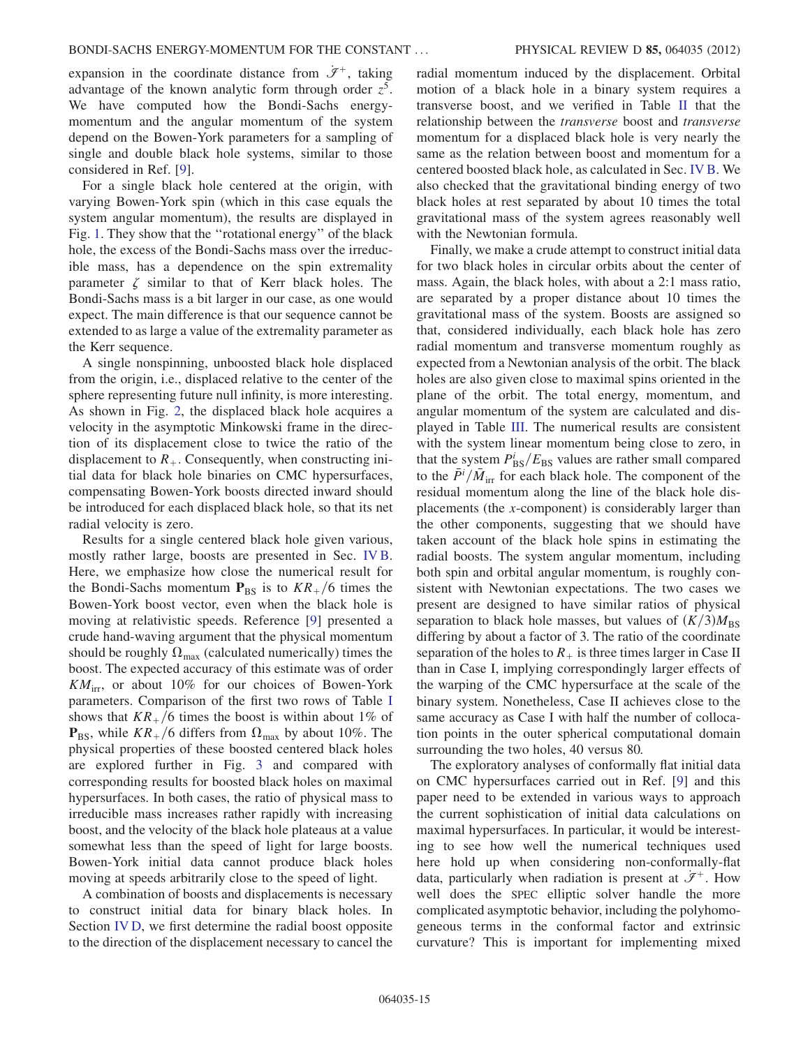expansion in the coordinate distance from $\dot{\mathcal{J}}^+$, taking advantage of the known analytic form through order $z^5$. We have computed how the Bondi-Sachs energy-momentum and the angular momentum of the system depend on the Bowen-York parameters for a sampling of single and double black hole systems, similar to those considered in Ref. [9].

For a single black hole centered at the origin, with varying Bowen-York spin (which in this case equals the system angular momentum), the results are displayed in Fig. 1. They show that the "rotational energy" of the black hole, the excess of the Bondi-Sachs mass over the irreducible mass, has a dependence on the spin extremality parameter $\zeta$ similar to that of Kerr black holes. The Bondi-Sachs mass is a bit larger in our case, as one would expect. The main difference is that our sequence cannot be extended to as large a value of the extremality parameter as the Kerr sequence.

A single nonspinning, unboosted black hole displaced from the origin, i.e., displaced relative to the center of the sphere representing future null infinity, is more interesting. As shown in Fig. 2, the displaced black hole acquires a velocity in the asymptotic Minkowski frame in the direction of its displacement close to twice the ratio of the displacement to $R_+$. Consequently, when constructing initial data for black hole binaries on CMC hypersurfaces, compensating Bowen-York boosts directed inward should be introduced for each displaced black hole, so that its net radial velocity is zero.

Results for a single centered black hole given various, mostly rather large, boosts are presented in Sec. IV B. Here, we emphasize how close the numerical result for the Bondi-Sachs momentum $\mathbf{P}_{\rm BS}$ is to $KR_+/6$ times the Bowen-York boost vector, even when the black hole is moving at relativistic speeds. Reference [9] presented a crude hand-waving argument that the physical momentum should be roughly $\Omega_{\rm max}$ (calculated numerically) times the boost. The expected accuracy of this estimate was of order $KM_{\rm irr}$, or about 10% for our choices of Bowen-York parameters. Comparison of the first two rows of Table I shows that $KR_+/6$ times the boost is within about 1% of $\mathbf{P}_{\rm BS}$, while $KR_+/6$ differs from $\Omega_{\rm max}$ by about 10%. The physical properties of these boosted centered black holes are explored further in Fig. 3 and compared with corresponding results for boosted black holes on maximal hypersurfaces. In both cases, the ratio of physical mass to irreducible mass increases rather rapidly with increasing boost, and the velocity of the black hole plateaus at a value somewhat less than the speed of light for large boosts. Bowen-York initial data cannot produce black holes moving at speeds arbitrarily close to the speed of light.

A combination of boosts and displacements is necessary to construct initial data for binary black holes. In Section IV D, we first determine the radial boost opposite to the direction of the displacement necessary to cancel the radial momentum induced by the displacement. Orbital motion of a black hole in a binary system requires a transverse boost, and we verified in Table II that the relationship between the *transverse* boost and *transverse* momentum for a displaced black hole is very nearly the same as the relation between boost and momentum for a centered boosted black hole, as calculated in Sec. IV B. We also checked that the gravitational binding energy of two black holes at rest separated by about 10 times the total gravitational mass of the system agrees reasonably well with the Newtonian formula.

Finally, we make a crude attempt to construct initial data for two black holes in circular orbits about the center of mass. Again, the black holes, with about a 2:1 mass ratio, are separated by a proper distance about 10 times the gravitational mass of the system. Boosts are assigned so that, considered individually, each black hole has zero radial momentum and transverse momentum roughly as expected from a Newtonian analysis of the orbit. The black holes are also given close to maximal spins oriented in the plane of the orbit. The total energy, momentum, and angular momentum of the system are calculated and displayed in Table III. The numerical results are consistent with the system linear momentum being close to zero, in that the system $P^i_{\rm BS}/E_{\rm BS}$ values are rather small compared to the $\bar{P}^i/\bar{M}_{\rm irr}$ for each black hole. The component of the residual momentum along the line of the black hole displacements (the $x$-component) is considerably larger than the other components, suggesting that we should have taken account of the black hole spins in estimating the radial boosts. The system angular momentum, including both spin and orbital angular momentum, is roughly consistent with Newtonian expectations. The two cases we present are designed to have similar ratios of physical separation to black hole masses, but values of $(K/3)M_{\rm BS}$ differing by about a factor of 3. The ratio of the coordinate separation of the holes to $R_+$ is three times larger in Case II than in Case I, implying correspondingly larger effects of the warping of the CMC hypersurface at the scale of the binary system. Nonetheless, Case II achieves close to the same accuracy as Case I with half the number of collocation points in the outer spherical computational domain surrounding the two holes, 40 versus 80.

The exploratory analyses of conformally flat initial data on CMC hypersurfaces carried out in Ref. [9] and this paper need to be extended in various ways to approach the current sophistication of initial data calculations on maximal hypersurfaces. In particular, it would be interesting to see how well the numerical techniques used here hold up when considering non-conformally-flat data, particularly when radiation is present at $\dot{\mathcal{J}}^+$. How well does the SPEC elliptic solver handle the more complicated asymptotic behavior, including the polyhomogeneous terms in the conformal factor and extrinsic curvature? This is important for implementing mixed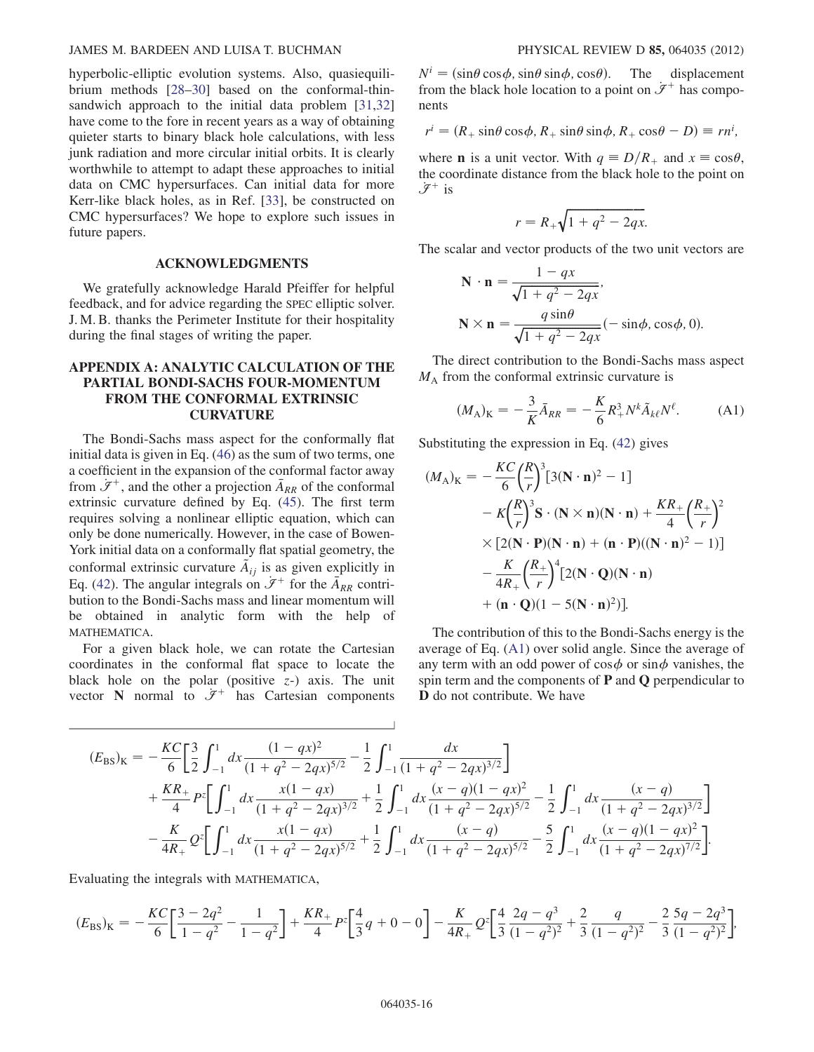hyperbolic-elliptic evolution systems. Also, quasiequilibrium methods [28–30] based on the conformal-thin-sandwich approach to the initial data problem [31,32] have come to the fore in recent years as a way of obtaining quieter starts to binary black hole calculations, with less junk radiation and more circular initial orbits. It is clearly worthwhile to attempt to adapt these approaches to initial data on CMC hypersurfaces. Can initial data for more Kerr-like black holes, as in Ref. [33], be constructed on CMC hypersurfaces? We hope to explore such issues in future papers.

## ACKNOWLEDGMENTS

We gratefully acknowledge Harald Pfeiffer for helpful feedback, and for advice regarding the SPEC elliptic solver. J. M. B. thanks the Perimeter Institute for their hospitality during the final stages of writing the paper.

## APPENDIX A: ANALYTIC CALCULATION OF THE PARTIAL BONDI-SACHS FOUR-MOMENTUM FROM THE CONFORMAL EXTRINSIC CURVATURE

The Bondi-Sachs mass aspect for the conformally flat initial data is given in Eq. (46) as the sum of two terms, one a coefficient in the expansion of the conformal factor away from $\mathscr{I}^+$, and the other a projection $\bar{A}_{RR}$ of the conformal extrinsic curvature defined by Eq. (45). The first term requires solving a nonlinear elliptic equation, which can only be done numerically. However, in the case of Bowen-York initial data on a conformally flat spatial geometry, the conformal extrinsic curvature $\tilde{A}_{ij}$ is as given explicitly in Eq. (42). The angular integrals on $\mathscr{I}^+$ for the $\bar{A}_{RR}$ contribution to the Bondi-Sachs mass and linear momentum will be obtained in analytic form with the help of MATHEMATICA.

For a given black hole, we can rotate the Cartesian coordinates in the conformal flat space to locate the black hole on the polar (positive $z$-) axis. The unit vector $\mathbf{N}$ normal to $\mathscr{I}^+$ has Cartesian components $N^i = (\sin\theta\cos\phi, \sin\theta\sin\phi, \cos\theta)$. The displacement from the black hole location to a point on $\mathscr{I}^+$ has components

$$r^i = (R_+ \sin\theta\cos\phi, R_+\sin\theta\sin\phi, R_+\cos\theta - D) \equiv r n^i,$$

where $\mathbf{n}$ is a unit vector. With $q \equiv D/R_+$ and $x \equiv \cos\theta$, the coordinate distance from the black hole to the point on $\mathscr{I}^+$ is

$$r = R_+\sqrt{1 + q^2 - 2qx}.$$

The scalar and vector products of the two unit vectors are

$$\mathbf{N}\cdot\mathbf{n} = \frac{1-qx}{\sqrt{1+q^2-2qx}},$$

$$\mathbf{N}\times\mathbf{n} = \frac{q\sin\theta}{\sqrt{1+q^2-2qx}}(-\sin\phi, \cos\phi, 0).$$

The direct contribution to the Bondi-Sachs mass aspect $M_{\rm A}$ from the conformal extrinsic curvature is

$$(M_{\rm A})_{\rm K} = -\frac{3}{K}\bar{A}_{RR} = -\frac{K}{6}R_+^3 N^k \tilde{A}_{k\ell}N^\ell. \tag{A1}$$

Substituting the expression in Eq. (42) gives

$$\begin{aligned}(M_{\rm A})_{\rm K} = &-\frac{KC}{6}\left(\frac{R}{r}\right)^3[3(\mathbf{N}\cdot\mathbf{n})^2 - 1] \\ &- K\left(\frac{R}{r}\right)^3 \mathbf{S}\cdot(\mathbf{N}\times\mathbf{n})(\mathbf{N}\cdot\mathbf{n}) + \frac{KR_+}{4}\left(\frac{R_+}{r}\right)^2 \\ &\times[2(\mathbf{N}\cdot\mathbf{P})(\mathbf{N}\cdot\mathbf{n}) + (\mathbf{n}\cdot\mathbf{P})((\mathbf{N}\cdot\mathbf{n})^2-1)] \\ &- \frac{K}{4R_+}\left(\frac{R_+}{r}\right)^4[2(\mathbf{N}\cdot\mathbf{Q})(\mathbf{N}\cdot\mathbf{n}) \\ &+ (\mathbf{n}\cdot\mathbf{Q})(1-5(\mathbf{N}\cdot\mathbf{n})^2)].\end{aligned}$$

The contribution of this to the Bondi-Sachs energy is the average of Eq. (A1) over solid angle. Since the average of any term with an odd power of $\cos\phi$ or $\sin\phi$ vanishes, the spin term and the components of $\mathbf{P}$ and $\mathbf{Q}$ perpendicular to $\mathbf{D}$ do not contribute. We have

$$\begin{aligned}(E_{\rm BS})_{\rm K} = &-\frac{KC}{6}\left[\frac{3}{2}\int_{-1}^{1}dx\frac{(1-qx)^2}{(1+q^2-2qx)^{5/2}} - \frac{1}{2}\int_{-1}^{1}\frac{dx}{(1+q^2-2qx)^{3/2}}\right] \\ &+ \frac{KR_+}{4}P^z\left[\int_{-1}^{1}dx\frac{x(1-qx)}{(1+q^2-2qx)^{3/2}} + \frac{1}{2}\int_{-1}^{1}dx\frac{(x-q)(1-qx)^2}{(1+q^2-2qx)^{5/2}} - \frac{1}{2}\int_{-1}^{1}dx\frac{(x-q)}{(1+q^2-2qx)^{3/2}}\right] \\ &- \frac{K}{4R_+}Q^z\left[\int_{-1}^{1}dx\frac{x(1-qx)}{(1+q^2-2qx)^{5/2}} + \frac{1}{2}\int_{-1}^{1}dx\frac{(x-q)}{(1+q^2-2qx)^{5/2}} - \frac{5}{2}\int_{-1}^{1}dx\frac{(x-q)(1-qx)^2}{(1+q^2-2qx)^{7/2}}\right].\end{aligned}$$

Evaluating the integrals with MATHEMATICA,

$$(E_{\rm BS})_{\rm K} = -\frac{KC}{6}\left[\frac{3-2q^2}{1-q^2} - \frac{1}{1-q^2}\right] + \frac{KR_+}{4}P^z\left[\frac{4}{3}q + 0 - 0\right] - \frac{K}{4R_+}Q^z\left[\frac{4}{3}\frac{2q-q^3}{(1-q^2)^2} + \frac{2}{3}\frac{q}{(1-q^2)^2} - \frac{2}{3}\frac{5q-2q^3}{(1-q^2)^2}\right],$$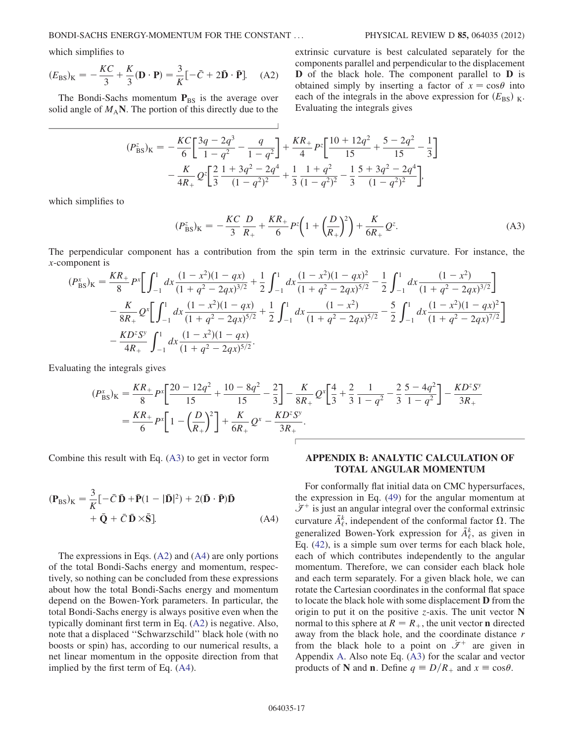which simplifies to

$$(E_{\rm BS})_{\rm K} = -\frac{KC}{3} + \frac{K}{3}(\mathbf{D}\cdot\mathbf{P}) = \frac{3}{K}[-\bar{C} + 2\bar{\mathbf{D}}\cdot\bar{\mathbf{P}}]. \quad \text{(A2)}$$

The Bondi-Sachs momentum $\mathbf{P}_{\rm BS}$ is the average over solid angle of $M_{\rm A}\mathbf{N}$. The portion of this directly due to the extrinsic curvature is best calculated separately for the components parallel and perpendicular to the displacement $\mathbf{D}$ of the black hole. The component parallel to $\mathbf{D}$ is obtained simply by inserting a factor of $x = \cos\theta$ into each of the integrals in the above expression for $(E_{\rm BS})_{\rm K}$. Evaluating the integrals gives

$$(P^z_{\rm BS})_{\rm K} = -\frac{KC}{6}\left[\frac{3q-2q^3}{1-q^2} - \frac{q}{1-q^2}\right] + \frac{KR_+}{4}P^z\left[\frac{10+12q^2}{15} + \frac{5-2q^2}{15} - \frac{1}{3}\right] - \frac{K}{4R_+}Q^z\left[\frac{2}{3}\frac{1+3q^2-2q^4}{(1-q^2)^2} + \frac{1}{3}\frac{1+q^2}{(1-q^2)^2} - \frac{1}{3}\frac{5+3q^2-2q^4}{(1-q^2)^2}\right],$$

which simplifies to

$$(P^z_{\rm BS})_{\rm K} = -\frac{KC}{3}\frac{D}{R_+} + \frac{KR_+}{6}P^z\left(1 + \left(\frac{D}{R_+}\right)^2\right) + \frac{K}{6R_+}Q^z. \quad \text{(A3)}$$

The perpendicular component has a contribution from the spin term in the extrinsic curvature. For instance, the $x$-component is

$$\begin{aligned}(P^x_{\rm BS})_{\rm K} = {}& \frac{KR_+}{8}P^x\left[\int_{-1}^{1}dx\frac{(1-x^2)(1-qx)}{(1+q^2-2qx)^{3/2}} + \frac{1}{2}\int_{-1}^{1}dx\frac{(1-x^2)(1-qx)^2}{(1+q^2-2qx)^{5/2}} - \frac{1}{2}\int_{-1}^{1}dx\frac{(1-x^2)}{(1+q^2-2qx)^{3/2}}\right] \\ & - \frac{K}{8R_+}Q^x\left[\int_{-1}^{1}dx\frac{(1-x^2)(1-qx)}{(1+q^2-2qx)^{5/2}} + \frac{1}{2}\int_{-1}^{1}dx\frac{(1-x^2)}{(1+q^2-2qx)^{5/2}} - \frac{5}{2}\int_{-1}^{1}dx\frac{(1-x^2)(1-qx)^2}{(1+q^2-2qx)^{7/2}}\right] \\ & - \frac{KD^zS^y}{4R_+}\int_{-1}^{1}dx\frac{(1-x^2)(1-qx)}{(1+q^2-2qx)^{5/2}}.\end{aligned}$$

Evaluating the integrals gives

$$\begin{aligned}(P^x_{\rm BS})_{\rm K} &= \frac{KR_+}{8}P^x\left[\frac{20-12q^2}{15} + \frac{10-8q^2}{15} - \frac{2}{3}\right] - \frac{K}{8R_+}Q^x\left[\frac{4}{3} + \frac{2}{3}\frac{1}{1-q^2} - \frac{2}{3}\frac{5-4q^2}{1-q^2}\right] - \frac{KD^zS^y}{3R_+} \\ &= \frac{KR_+}{6}P^x\left[1 - \left(\frac{D}{R_+}\right)^2\right] + \frac{K}{6R_+}Q^x - \frac{KD^zS^y}{3R_+}.\end{aligned}$$

Combine this result with Eq. (A3) to get in vector form

$$(\mathbf{P}_{\rm BS})_{\rm K} = \frac{3}{K}[-\bar{C}\,\bar{\mathbf{D}} + \bar{\mathbf{P}}(1-|\bar{\mathbf{D}}|^2) + 2(\bar{\mathbf{D}}\cdot\bar{\mathbf{P}})\bar{\mathbf{D}} + \bar{\mathbf{Q}} + \bar{C}\,\bar{\mathbf{D}}\times\bar{\mathbf{S}}]. \quad \text{(A4)}$$

The expressions in Eqs. (A2) and (A4) are only portions of the total Bondi-Sachs energy and momentum, respectively, so nothing can be concluded from these expressions about how the total Bondi-Sachs energy and momentum depend on the Bowen-York parameters. In particular, the total Bondi-Sachs energy is always positive even when the typically dominant first term in Eq. (A2) is negative. Also, note that a displaced "Schwarzschild" black hole (with no boosts or spin) has, according to our numerical results, a net linear momentum in the opposite direction from that implied by the first term of Eq. (A4).

## APPENDIX B: ANALYTIC CALCULATION OF TOTAL ANGULAR MOMENTUM

For conformally flat initial data on CMC hypersurfaces, the expression in Eq. (49) for the angular momentum at $\mathscr{I}^+$ is just an angular integral over the conformal extrinsic curvature $\tilde{A}^k_\ell$, independent of the conformal factor $\Omega$. The generalized Bowen-York expression for $\tilde{A}^k_\ell$, as given in Eq. (42), is a simple sum over terms for each black hole, each of which contributes independently to the angular momentum. Therefore, we can consider each black hole and each term separately. For a given black hole, we can rotate the Cartesian coordinates in the conformal flat space to locate the black hole with some displacement $\mathbf{D}$ from the origin to put it on the positive $z$-axis. The unit vector $\mathbf{N}$ normal to this sphere at $R = R_+$, the unit vector $\mathbf{n}$ directed away from the black hole, and the coordinate distance $r$ from the black hole to a point on $\mathscr{I}^+$ are given in Appendix A. Also note Eq. (A3) for the scalar and vector products of $\mathbf{N}$ and $\mathbf{n}$. Define $q \equiv D/R_+$ and $x \equiv \cos\theta$.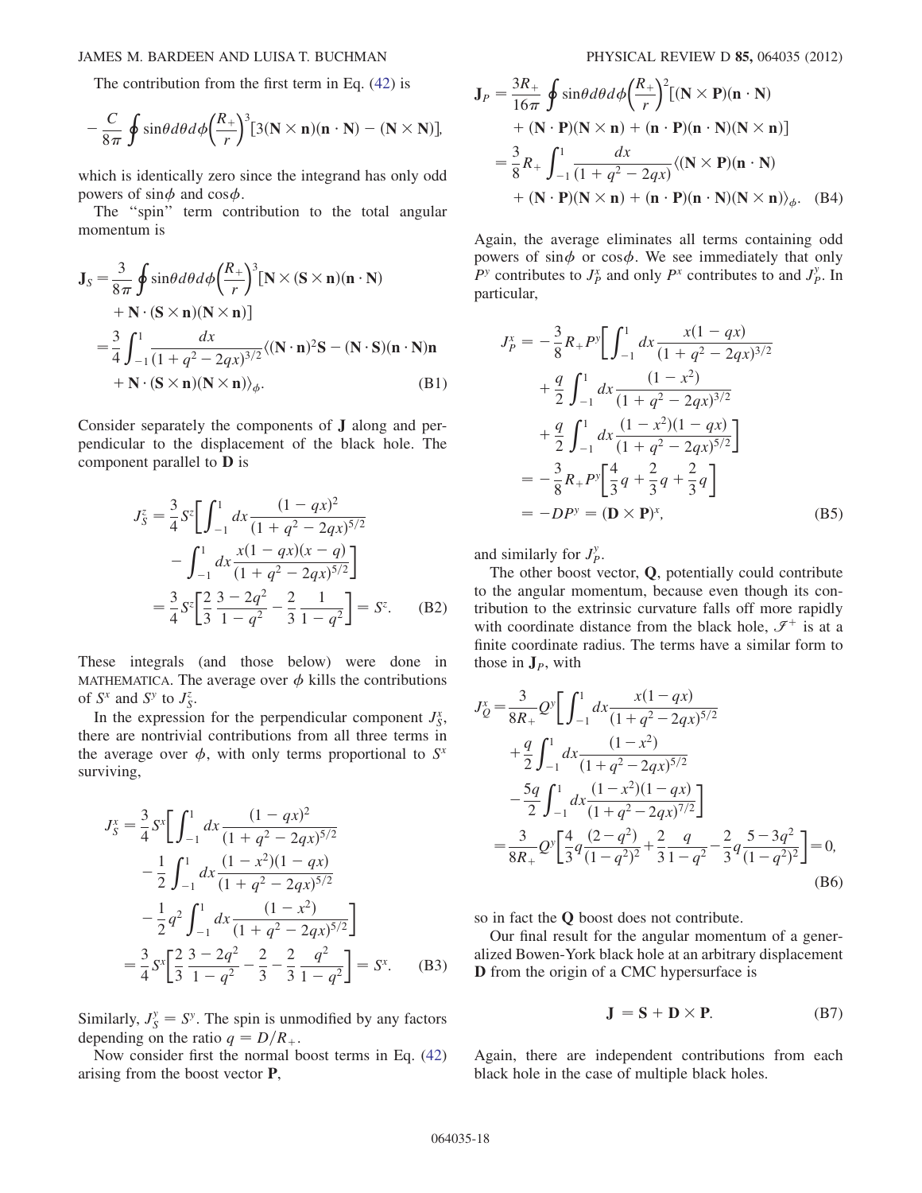The contribution from the first term in Eq. (42) is

$$-\frac{C}{8\pi}\oint \sin\theta d\theta d\phi \left(\frac{R_+}{r}\right)^3 [3(\mathbf{N}\times\mathbf{n})(\mathbf{n}\cdot\mathbf{N}) - (\mathbf{N}\times\mathbf{N})],$$

which is identically zero since the integrand has only odd powers of $\sin\phi$ and $\cos\phi$.

The "spin" term contribution to the total angular momentum is

$$\begin{aligned}
\mathbf{J}_S =& \frac{3}{8\pi}\oint \sin\theta d\theta d\phi \left(\frac{R_+}{r}\right)^3 [\mathbf{N}\times(\mathbf{S}\times\mathbf{n})(\mathbf{n}\cdot\mathbf{N}) \\
&+ \mathbf{N}\cdot(\mathbf{S}\times\mathbf{n})(\mathbf{N}\times\mathbf{n})] \\
=& \frac{3}{4}\int_{-1}^{1} \frac{dx}{(1+q^2-2qx)^{3/2}} \langle(\mathbf{N}\cdot\mathbf{n})^2\mathbf{S} - (\mathbf{N}\cdot\mathbf{S})(\mathbf{n}\cdot\mathbf{N})\mathbf{n} \\
&+ \mathbf{N}\cdot(\mathbf{S}\times\mathbf{n})(\mathbf{N}\times\mathbf{n})\rangle_\phi. \qquad \text{(B1)}
\end{aligned}$$

Consider separately the components of $\mathbf{J}$ along and perpendicular to the displacement of the black hole. The component parallel to $\mathbf{D}$ is

$$\begin{aligned}
J_S^z =& \frac{3}{4}S^z\left[\int_{-1}^{1} dx \frac{(1-qx)^2}{(1+q^2-2qx)^{5/2}} \right. \\
&\left. - \int_{-1}^{1} dx \frac{x(1-qx)(x-q)}{(1+q^2-2qx)^{5/2}}\right] \\
=& \frac{3}{4}S^z\left[\frac{2}{3}\frac{3-2q^2}{1-q^2} - \frac{2}{3}\frac{1}{1-q^2}\right] = S^z. \qquad \text{(B2)}
\end{aligned}$$

These integrals (and those below) were done in MATHEMATICA. The average over $\phi$ kills the contributions of $S^x$ and $S^y$ to $J_S^z$.

In the expression for the perpendicular component $J_S^x$, there are nontrivial contributions from all three terms in the average over $\phi$, with only terms proportional to $S^x$ surviving,

$$\begin{aligned}
J_S^x =& \frac{3}{4}S^x\left[\int_{-1}^{1} dx \frac{(1-qx)^2}{(1+q^2-2qx)^{5/2}} \right. \\
&- \frac{1}{2}\int_{-1}^{1} dx \frac{(1-x^2)(1-qx)}{(1+q^2-2qx)^{5/2}} \\
&\left. - \frac{1}{2}q^2\int_{-1}^{1} dx \frac{(1-x^2)}{(1+q^2-2qx)^{5/2}}\right] \\
=& \frac{3}{4}S^x\left[\frac{2}{3}\frac{3-2q^2}{1-q^2} - \frac{2}{3} - \frac{2}{3}\frac{q^2}{1-q^2}\right] = S^x. \qquad \text{(B3)}
\end{aligned}$$

Similarly, $J_S^y = S^y$. The spin is unmodified by any factors depending on the ratio $q = D/R_+$.

Now consider first the normal boost terms in Eq. (42) arising from the boost vector $\mathbf{P}$,

$$\begin{aligned}
\mathbf{J}_P =& \frac{3R_+}{16\pi}\oint \sin\theta d\theta d\phi \left(\frac{R_+}{r}\right)^2 [(\mathbf{N}\times\mathbf{P})(\mathbf{n}\cdot\mathbf{N}) \\
&+ (\mathbf{N}\cdot\mathbf{P})(\mathbf{N}\times\mathbf{n}) + (\mathbf{n}\cdot\mathbf{P})(\mathbf{n}\cdot\mathbf{N})(\mathbf{N}\times\mathbf{n})] \\
=& \frac{3}{8}R_+\int_{-1}^{1}\frac{dx}{(1+q^2-2qx)}\langle(\mathbf{N}\times\mathbf{P})(\mathbf{n}\cdot\mathbf{N}) \\
&+ (\mathbf{N}\cdot\mathbf{P})(\mathbf{N}\times\mathbf{n}) + (\mathbf{n}\cdot\mathbf{P})(\mathbf{n}\cdot\mathbf{N})(\mathbf{N}\times\mathbf{n})\rangle_\phi. \qquad \text{(B4)}
\end{aligned}$$

Again, the average eliminates all terms containing odd powers of $\sin\phi$ or $\cos\phi$. We see immediately that only $P^y$ contributes to $J_P^x$ and only $P^x$ contributes to and $J_P^y$. In particular,

$$\begin{aligned}
J_P^x =& -\frac{3}{8}R_+P^y\left[\int_{-1}^{1} dx \frac{x(1-qx)}{(1+q^2-2qx)^{3/2}} \right. \\
&+ \frac{q}{2}\int_{-1}^{1} dx \frac{(1-x^2)}{(1+q^2-2qx)^{3/2}} \\
&\left. + \frac{q}{2}\int_{-1}^{1} dx \frac{(1-x^2)(1-qx)}{(1+q^2-2qx)^{5/2}}\right] \\
=& -\frac{3}{8}R_+P^y\left[\frac{4}{3}q + \frac{2}{3}q + \frac{2}{3}q\right] \\
=& -DP^y = (\mathbf{D}\times\mathbf{P})^x, \qquad \text{(B5)}
\end{aligned}$$

and similarly for $J_P^y$.

The other boost vector, $\mathbf{Q}$, potentially could contribute to the angular momentum, because even though its contribution to the extrinsic curvature falls off more rapidly with coordinate distance from the black hole, $\mathscr{I}^+$ is at a finite coordinate radius. The terms have a similar form to those in $\mathbf{J}_P$, with

$$\begin{aligned}
J_Q^x =& \frac{3}{8R_+}Q^y\left[\int_{-1}^{1} dx \frac{x(1-qx)}{(1+q^2-2qx)^{5/2}} \right. \\
&+ \frac{q}{2}\int_{-1}^{1} dx \frac{(1-x^2)}{(1+q^2-2qx)^{5/2}} \\
&\left. - \frac{5q}{2}\int_{-1}^{1} dx \frac{(1-x^2)(1-qx)}{(1+q^2-2qx)^{7/2}}\right] \\
=& \frac{3}{8R_+}Q^y\left[\frac{4}{3}q\frac{(2-q^2)}{(1-q^2)^2} + \frac{2}{3}\frac{q}{1-q^2} - \frac{2}{3}q\frac{5-3q^2}{(1-q^2)^2}\right] = 0, \qquad \text{(B6)}
\end{aligned}$$

so in fact the $\mathbf{Q}$ boost does not contribute.

Our final result for the angular momentum of a generalized Bowen-York black hole at an arbitrary displacement $\mathbf{D}$ from the origin of a CMC hypersurface is

$$\mathbf{J} = \mathbf{S} + \mathbf{D}\times\mathbf{P}. \qquad \text{(B7)}$$

Again, there are independent contributions from each black hole in the case of multiple black holes.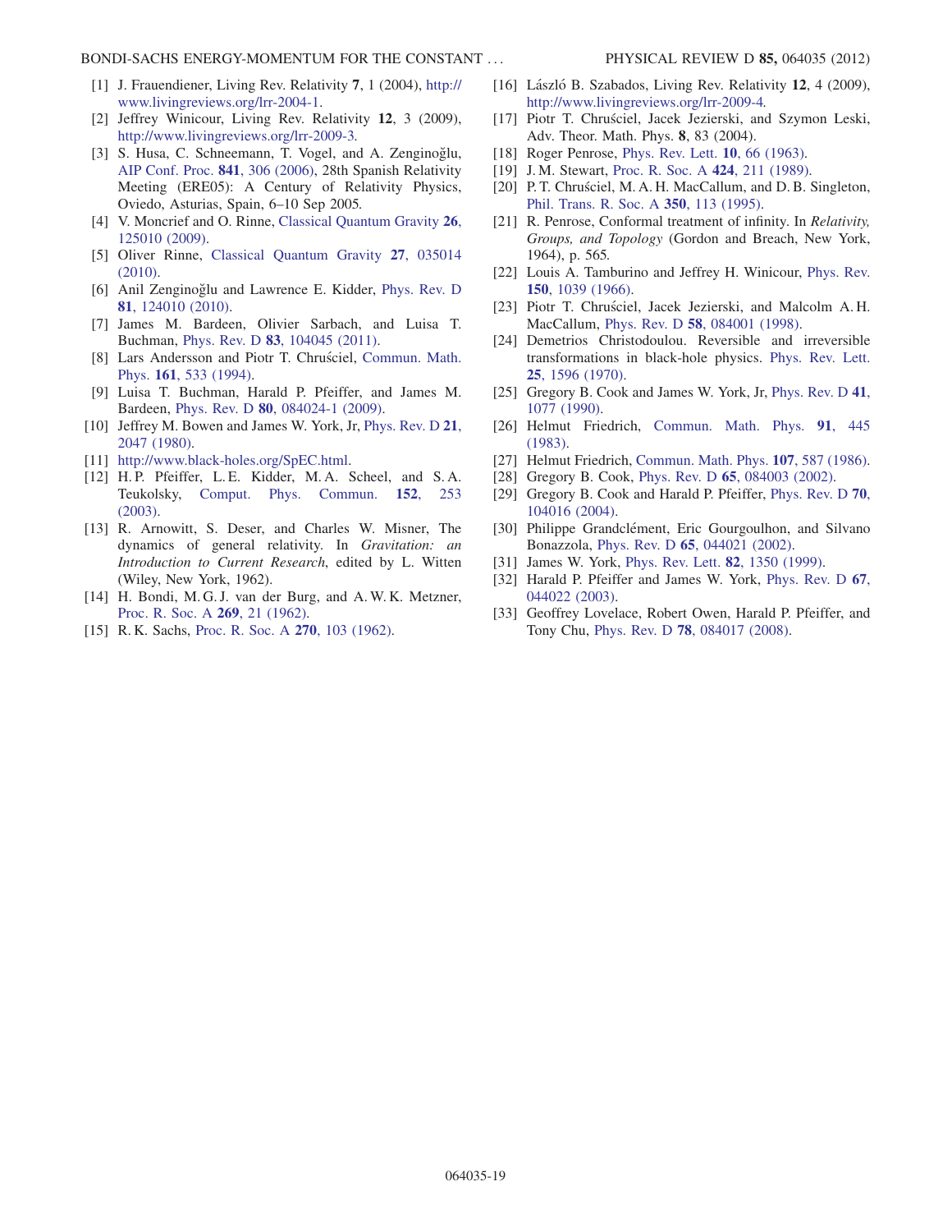[1] J. Frauendiener, Living Rev. Relativity **7**, 1 (2004), http://www.livingreviews.org/lrr-2004-1.

[2] Jeffrey Winicour, Living Rev. Relativity **12**, 3 (2009), http://www.livingreviews.org/lrr-2009-3.

[3] S. Husa, C. Schneemann, T. Vogel, and A. Zenginoğlu, AIP Conf. Proc. **841**, 306 (2006), 28th Spanish Relativity Meeting (ERE05): A Century of Relativity Physics, Oviedo, Asturias, Spain, 6–10 Sep 2005.

[4] V. Moncrief and O. Rinne, Classical Quantum Gravity **26**, 125010 (2009).

[5] Oliver Rinne, Classical Quantum Gravity **27**, 035014 (2010).

[6] Anil Zenginoğlu and Lawrence E. Kidder, Phys. Rev. D **81**, 124010 (2010).

[7] James M. Bardeen, Olivier Sarbach, and Luisa T. Buchman, Phys. Rev. D **83**, 104045 (2011).

[8] Lars Andersson and Piotr T. Chruściel, Commun. Math. Phys. **161**, 533 (1994).

[9] Luisa T. Buchman, Harald P. Pfeiffer, and James M. Bardeen, Phys. Rev. D **80**, 084024-1 (2009).

[10] Jeffrey M. Bowen and James W. York, Jr, Phys. Rev. D **21**, 2047 (1980).

[11] http://www.black-holes.org/SpEC.html.

[12] H. P. Pfeiffer, L. E. Kidder, M. A. Scheel, and S. A. Teukolsky, Comput. Phys. Commun. **152**, 253 (2003).

[13] R. Arnowitt, S. Deser, and Charles W. Misner, The dynamics of general relativity. In *Gravitation: an Introduction to Current Research*, edited by L. Witten (Wiley, New York, 1962).

[14] H. Bondi, M. G. J. van der Burg, and A. W. K. Metzner, Proc. R. Soc. A **269**, 21 (1962).

[15] R. K. Sachs, Proc. R. Soc. A **270**, 103 (1962).

[16] László B. Szabados, Living Rev. Relativity **12**, 4 (2009), http://www.livingreviews.org/lrr-2009-4.

[17] Piotr T. Chruściel, Jacek Jezierski, and Szymon Leski, Adv. Theor. Math. Phys. **8**, 83 (2004).

[18] Roger Penrose, Phys. Rev. Lett. **10**, 66 (1963).

[19] J. M. Stewart, Proc. R. Soc. A **424**, 211 (1989).

[20] P. T. Chruściel, M. A. H. MacCallum, and D. B. Singleton, Phil. Trans. R. Soc. A **350**, 113 (1995).

[21] R. Penrose, Conformal treatment of infinity. In *Relativity, Groups, and Topology* (Gordon and Breach, New York, 1964), p. 565.

[22] Louis A. Tamburino and Jeffrey H. Winicour, Phys. Rev. **150**, 1039 (1966).

[23] Piotr T. Chruściel, Jacek Jezierski, and Malcolm A. H. MacCallum, Phys. Rev. D **58**, 084001 (1998).

[24] Demetrios Christodoulou. Reversible and irreversible transformations in black-hole physics. Phys. Rev. Lett. **25**, 1596 (1970).

[25] Gregory B. Cook and James W. York, Jr, Phys. Rev. D **41**, 1077 (1990).

[26] Helmut Friedrich, Commun. Math. Phys. **91**, 445 (1983).

[27] Helmut Friedrich, Commun. Math. Phys. **107**, 587 (1986).

[28] Gregory B. Cook, Phys. Rev. D **65**, 084003 (2002).

[29] Gregory B. Cook and Harald P. Pfeiffer, Phys. Rev. D **70**, 104016 (2004).

[30] Philippe Grandclément, Eric Gourgoulhon, and Silvano Bonazzola, Phys. Rev. D **65**, 044021 (2002).

[31] James W. York, Phys. Rev. Lett. **82**, 1350 (1999).

[32] Harald P. Pfeiffer and James W. York, Phys. Rev. D **67**, 044022 (2003).

[33] Geoffrey Lovelace, Robert Owen, Harald P. Pfeiffer, and Tony Chu, Phys. Rev. D **78**, 084017 (2008).